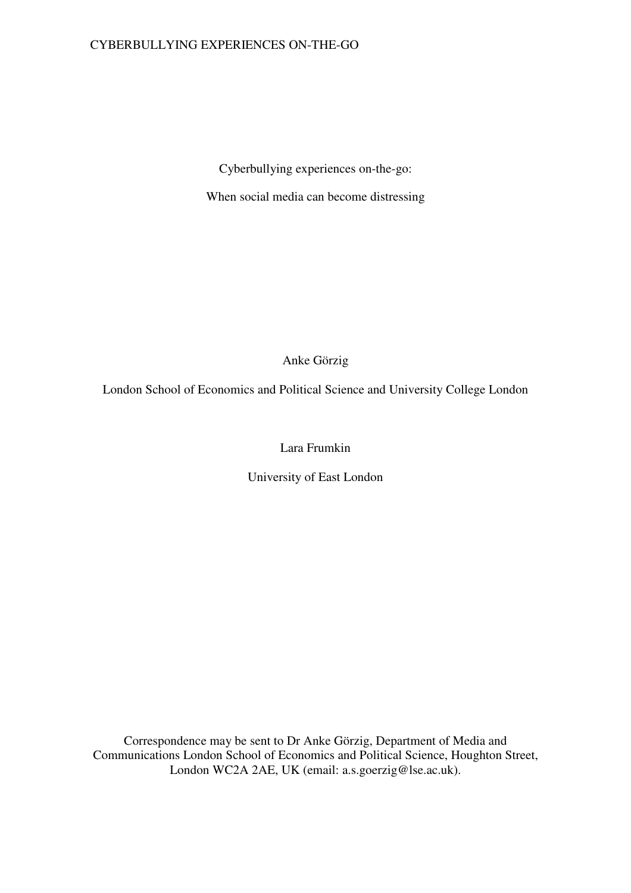# Cyberbullying experiences on-the-go:

# When social media can become distressing

Anke Görzig

London School of Economics and Political Science and University College London

Lara Frumkin

University of East London

Correspondence may be sent to Dr Anke Görzig, Department of Media and Communications London School of Economics and Political Science, Houghton Street, London WC2A 2AE, UK (email: a.s.goerzig@lse.ac.uk).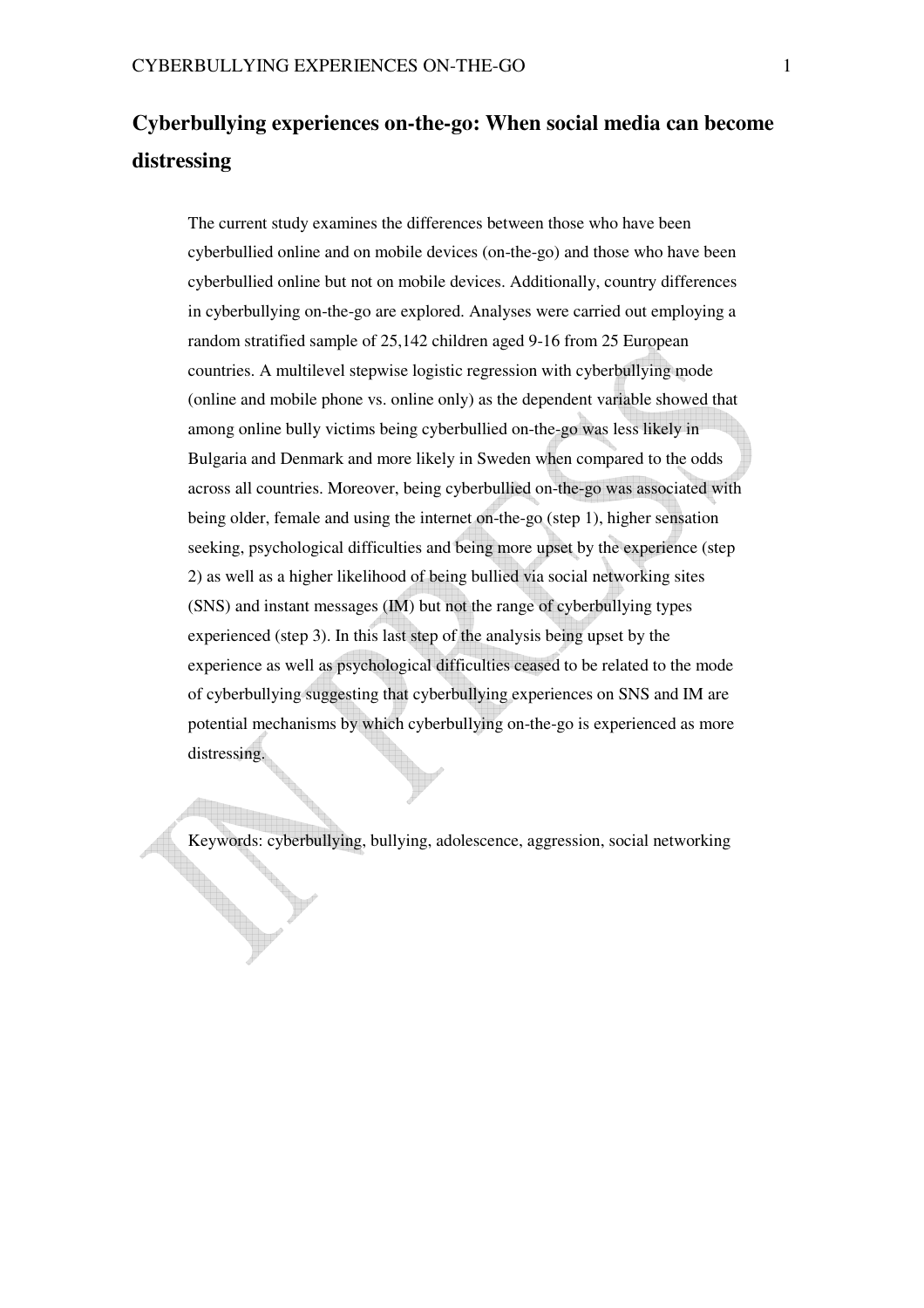# Cyberbullying experiences on-the-go: When social media can become distressing

The current study examines the differences between those who have been cyberbullied online and on mobile devices (on-the-go) and those who have been cyberbullied online but not on mobile devices. Additionally, country differences in cyberbullying on-the-go are explored. Analyses were carried out employing a random stratified sample of 25,142 children aged 9-16 from 25 European countries. A multilevel stepwise logistic regression with cyberbullying mode (online and mobile phone vs. online only) as the dependent variable showed that among online bully victims being cyberbullied on-the-go was less likely in Bulgaria and Denmark and more likely in Sweden when compared to the odds across all countries. Moreover, being cyberbullied on-the-go was associated with being older, female and using the internet on-the-go (step 1), higher sensation seeking, psychological difficulties and being more upset by the experience (step 2) as well as a higher likelihood of being bullied via social networking sites (SNS) and instant messages (IM) but not the range of cyberbullying types experienced (step 3). In this last step of the analysis being upset by the experience as well as psychological difficulties ceased to be related to the mode of cyberbullying suggesting that cyberbullying experiences on SNS and IM are potential mechanisms by which cyberbullying on-the-go is experienced as more distressing.

Keywords: cyberbullying, bullying, adolescence, aggression, social networking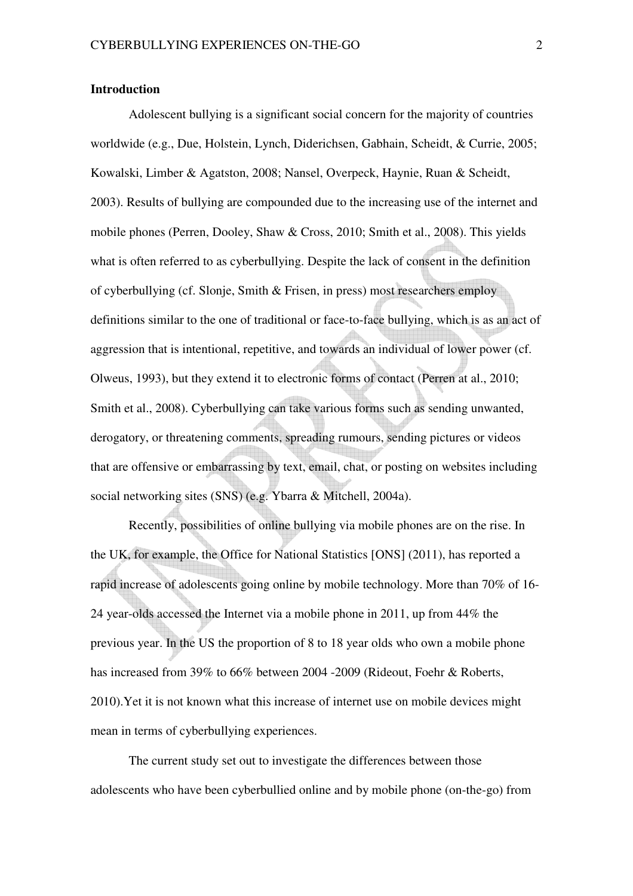## Introduction

Adolescent bullying is a significant social concern for the majority of countries worldwide (e.g., Due, Holstein, Lynch, Diderichsen, Gabhain, Scheidt, & Currie, 2005; Kowalski, Limber & Agatston, 2008; Nansel, Overpeck, Haynie, Ruan & Scheidt, 2003). Results of bullying are compounded due to the increasing use of the internet and mobile phones (Perren, Dooley, Shaw & Cross, 2010; Smith et al., 2008). This yields what is often referred to as cyberbullying. Despite the lack of consent in the definition of cyberbullying (cf. Slonje, Smith & Frisen, in press) most researchers employ definitions similar to the one of traditional or face-to-face bullying, which is as an act of aggression that is intentional, repetitive, and towards an individual of lower power (cf. Olweus, 1993), but they extend it to electronic forms of contact (Perren at al., 2010; Smith et al., 2008). Cyberbullying can take various forms such as sending unwanted, derogatory, or threatening comments, spreading rumours, sending pictures or videos that are offensive or embarrassing by text, email, chat, or posting on websites including social networking sites (SNS) (e.g. Ybarra & Mitchell, 2004a).

Recently, possibilities of online bullying via mobile phones are on the rise. In the UK, for example, the Office for National Statistics [ONS] (2011), has reported a rapid increase of adolescents going online by mobile technology. More than 70% of 16-24 year-olds accessed the Internet via a mobile phone in 2011, up from 44% the previous year. In the US the proportion of 8 to 18 year olds who own a mobile phone has increased from 39% to 66% between 2004 -2009 (Rideout, Foehr & Roberts, 2010).Yet it is not known what this increase of internet use on mobile devices might mean in terms of cyberbullying experiences.

The current study set out to investigate the differences between those adolescents who have been cyberbullied online and by mobile phone (on-the-go) from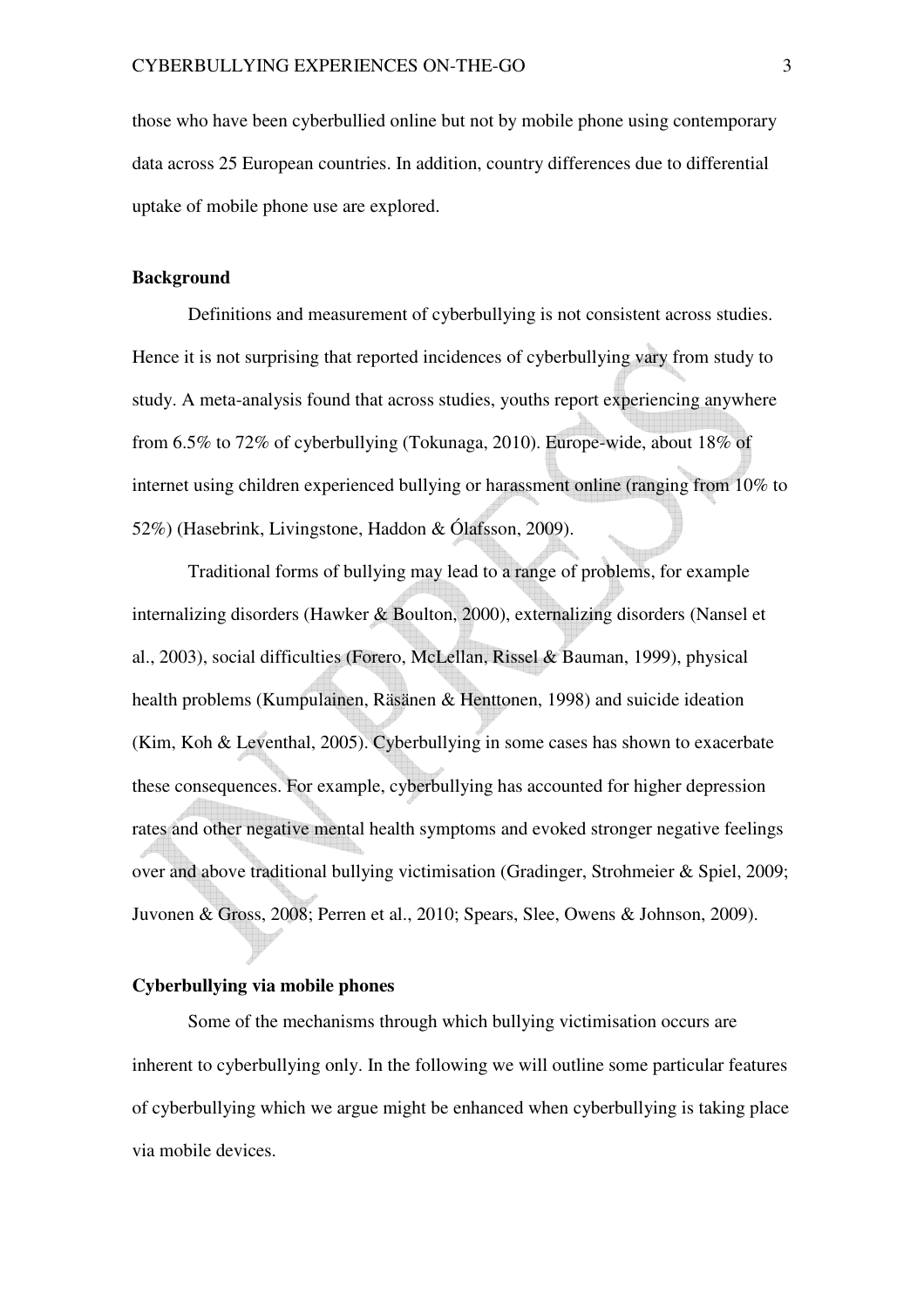those who have been cyberbullied online but not by mobile phone using contemporary data across 25 European countries. In addition, country differences due to differential uptake of mobile phone use are explored.

**Background**

Definitions and measurement of cyberbullying is not consistent across studies. Hence it is not surprising that reported incidences of cyberbullying vary from study to study. A meta-analysis found that across studies, youths report experiencing anywhere from 6.5% to 72% of cyberbullying (Tokunaga, 2010). Europe-wide, about 18% of internet using children experienced bullying or harassment online (ranging from 10% to 52%) (Hasebrink, Livingstone, Haddon & Ólafsson, 2009).

Traditional forms of bullying may lead to a range of problems, for example internalizing disorders (Hawker & Boulton, 2000), externalizing disorders (Nansel et al., 2003), social difficulties (Forero, McLellan, Rissel & Bauman, 1999), physical health problems (Kumpulainen, Räsänen & Henttonen, 1998) and suicide ideation (Kim, Koh & Leventhal, 2005). Cyberbullying in some cases has shown to exacerbate these consequences. For example, cyberbullying has accounted for higher depression rates and other negative mental health symptoms and evoked stronger negative feelings over and above traditional bullying victimisation (Gradinger, Strohmeier & Spiel, 2009; Juvonen & Gross, 2008; Perren et al., 2010; Spears, Slee, Owens & Johnson, 2009).

**Cyberbullying via mobile phones**

Some of the mechanisms through which bullying victimisation occurs are inherent to cyberbullying only. In the following we will outline some particular features of cyberbullying which we argue might be enhanced when cyberbullying is taking place via mobile devices.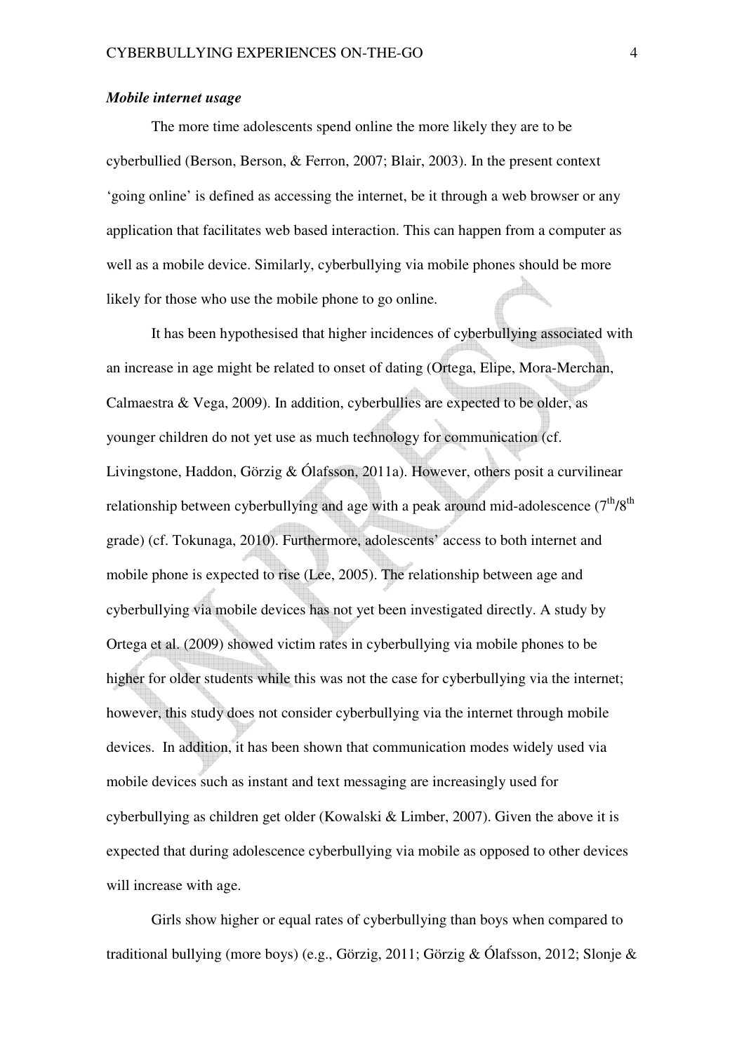### *Mobile internet usage*

The more time adolescents spend online the more likely they are to be cyberbullied (Berson, Berson, & Ferron, 2007; Blair, 2003). In the present context 'going online' is defined as accessing the internet, be it through a web browser or any application that facilitates web based interaction. This can happen from a computer as well as a mobile device. Similarly, cyberbullying via mobile phones should be more likely for those who use the mobile phone to go online.

It has been hypothesised that higher incidences of cyberbullying associated with an increase in age might be related to onset of dating (Ortega, Elipe, Mora-Merchan, Calmaestra & Vega, 2009). In addition, cyberbullies are expected to be older, as younger children do not yet use as much technology for communication (cf. Livingstone, Haddon, Görzig & Ólafsson, 2011a). However, others posit a curvilinear relationship between cyberbullying and age with a peak around mid-adolescence ($7^{th}$/$8^{th}$ grade) (cf. Tokunaga, 2010). Furthermore, adolescents' access to both internet and mobile phone is expected to rise (Lee, 2005). The relationship between age and cyberbullying via mobile devices has not yet been investigated directly. A study by Ortega et al. (2009) showed victim rates in cyberbullying via mobile phones to be higher for older students while this was not the case for cyberbullying via the internet; however, this study does not consider cyberbullying via the internet through mobile devices. In addition, it has been shown that communication modes widely used via mobile devices such as instant and text messaging are increasingly used for cyberbullying as children get older (Kowalski & Limber, 2007). Given the above it is expected that during adolescence cyberbullying via mobile as opposed to other devices will increase with age.

Girls show higher or equal rates of cyberbullying than boys when compared to traditional bullying (more boys) (e.g., Görzig, 2011; Görzig & Ólafsson, 2012; Slonje &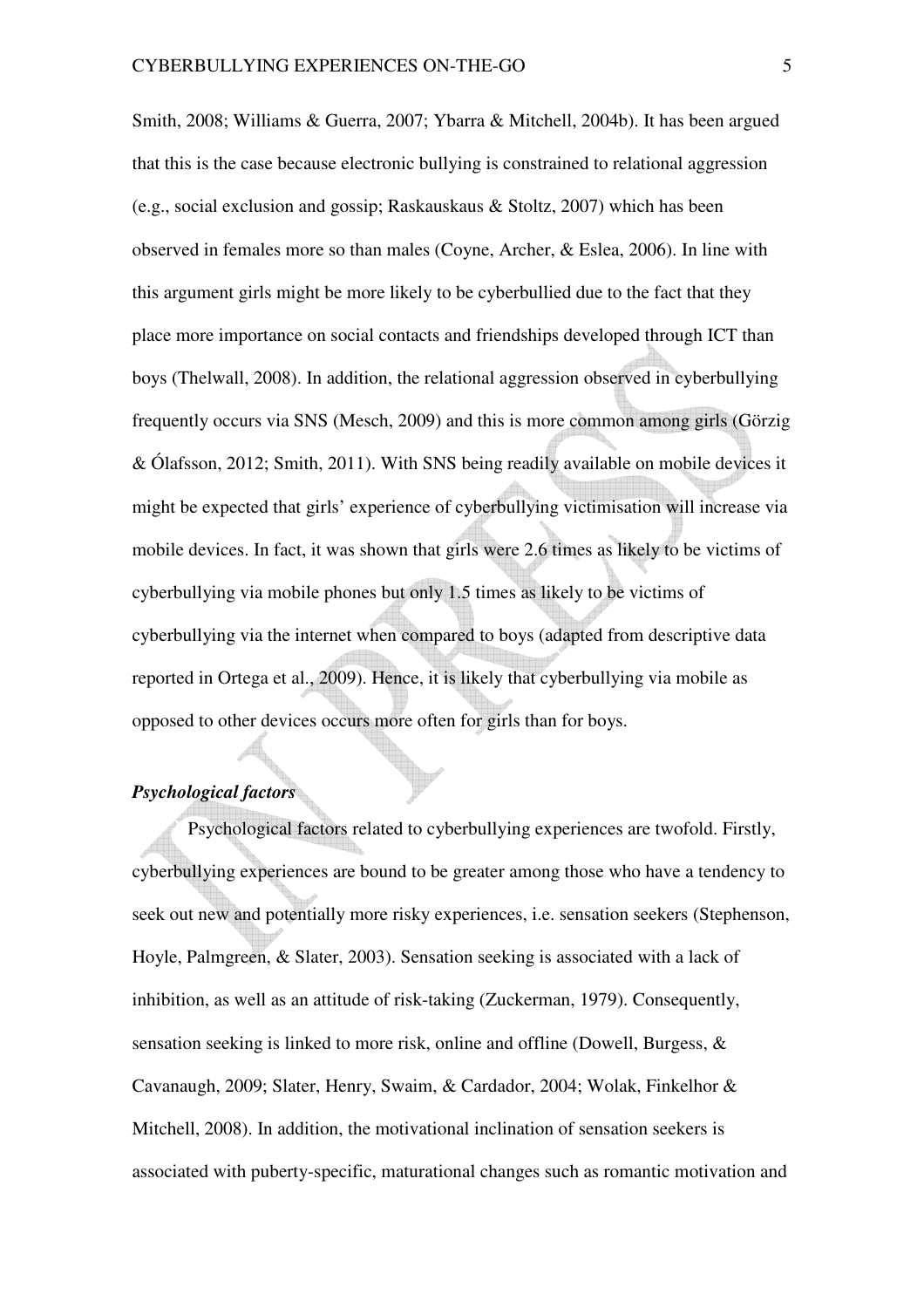Smith, 2008; Williams & Guerra, 2007; Ybarra & Mitchell, 2004b). It has been argued that this is the case because electronic bullying is constrained to relational aggression (e.g., social exclusion and gossip; Raskauskaus & Stoltz, 2007) which has been observed in females more so than males (Coyne, Archer, & Eslea, 2006). In line with this argument girls might be more likely to be cyberbullied due to the fact that they place more importance on social contacts and friendships developed through ICT than boys (Thelwall, 2008). In addition, the relational aggression observed in cyberbullying frequently occurs via SNS (Mesch, 2009) and this is more common among girls (Görzig & Ólafsson, 2012; Smith, 2011). With SNS being readily available on mobile devices it might be expected that girls' experience of cyberbullying victimisation will increase via mobile devices. In fact, it was shown that girls were 2.6 times as likely to be victims of cyberbullying via mobile phones but only 1.5 times as likely to be victims of cyberbullying via the internet when compared to boys (adapted from descriptive data reported in Ortega et al., 2009). Hence, it is likely that cyberbullying via mobile as opposed to other devices occurs more often for girls than for boys.

### *Psychological factors*

Psychological factors related to cyberbullying experiences are twofold. Firstly, cyberbullying experiences are bound to be greater among those who have a tendency to seek out new and potentially more risky experiences, i.e. sensation seekers (Stephenson, Hoyle, Palmgreen, & Slater, 2003). Sensation seeking is associated with a lack of inhibition, as well as an attitude of risk-taking (Zuckerman, 1979). Consequently, sensation seeking is linked to more risk, online and offline (Dowell, Burgess, & Cavanaugh, 2009; Slater, Henry, Swaim, & Cardador, 2004; Wolak, Finkelhor & Mitchell, 2008). In addition, the motivational inclination of sensation seekers is associated with puberty-specific, maturational changes such as romantic motivation and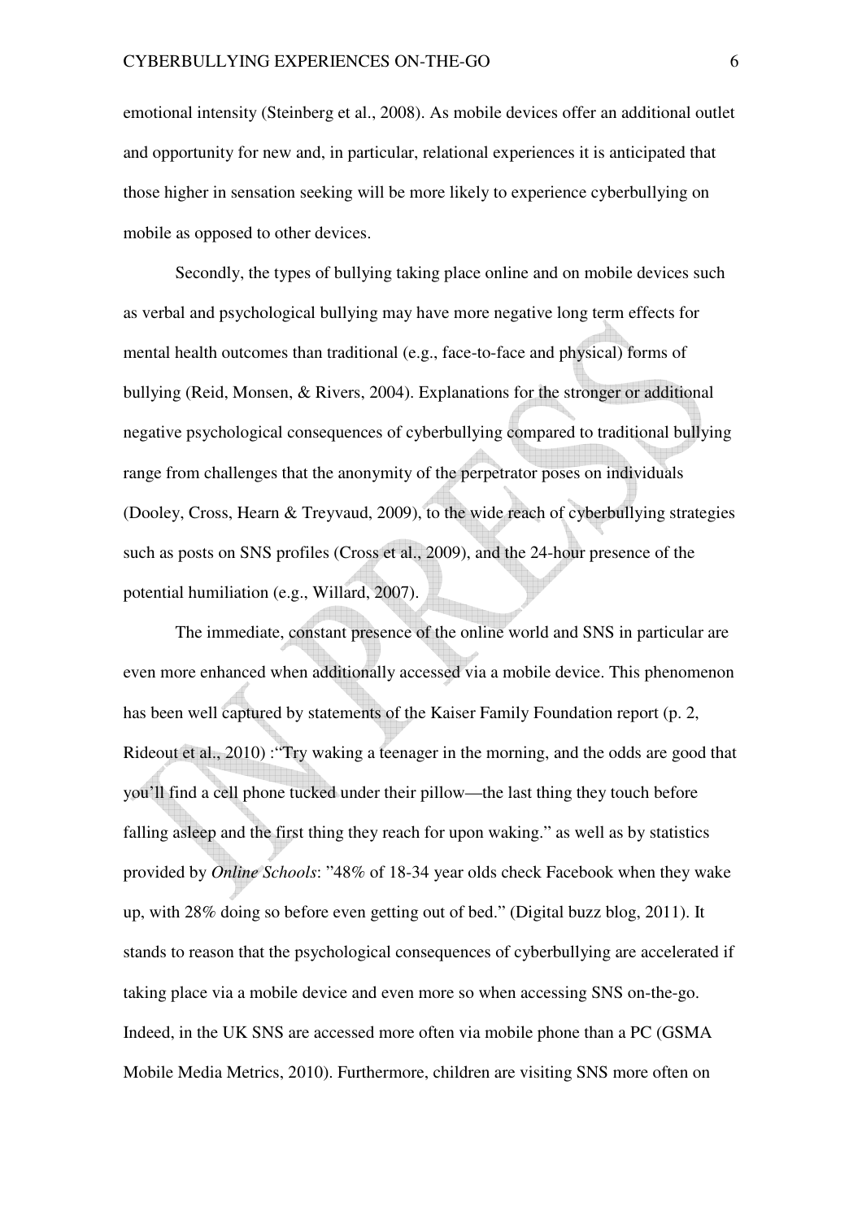emotional intensity (Steinberg et al., 2008). As mobile devices offer an additional outlet and opportunity for new and, in particular, relational experiences it is anticipated that those higher in sensation seeking will be more likely to experience cyberbullying on mobile as opposed to other devices.

Secondly, the types of bullying taking place online and on mobile devices such as verbal and psychological bullying may have more negative long term effects for mental health outcomes than traditional (e.g., face-to-face and physical) forms of bullying (Reid, Monsen, & Rivers, 2004). Explanations for the stronger or additional negative psychological consequences of cyberbullying compared to traditional bullying range from challenges that the anonymity of the perpetrator poses on individuals (Dooley, Cross, Hearn & Treyvaud, 2009), to the wide reach of cyberbullying strategies such as posts on SNS profiles (Cross et al., 2009), and the 24-hour presence of the potential humiliation (e.g., Willard, 2007).

The immediate, constant presence of the online world and SNS in particular are even more enhanced when additionally accessed via a mobile device. This phenomenon has been well captured by statements of the Kaiser Family Foundation report (p. 2, Rideout et al., 2010) :"Try waking a teenager in the morning, and the odds are good that you'll find a cell phone tucked under their pillow—the last thing they touch before falling asleep and the first thing they reach for upon waking." as well as by statistics provided by *Online Schools*: "48% of 18-34 year olds check Facebook when they wake up, with 28% doing so before even getting out of bed." (Digital buzz blog, 2011). It stands to reason that the psychological consequences of cyberbullying are accelerated if taking place via a mobile device and even more so when accessing SNS on-the-go. Indeed, in the UK SNS are accessed more often via mobile phone than a PC (GSMA Mobile Media Metrics, 2010). Furthermore, children are visiting SNS more often on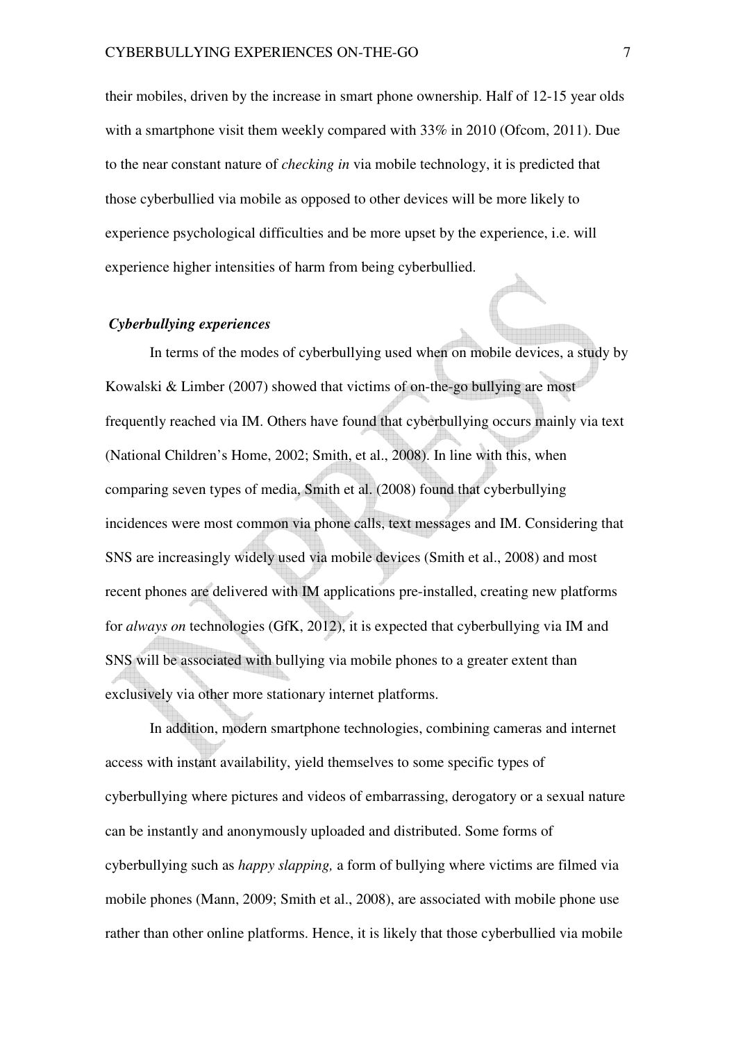their mobiles, driven by the increase in smart phone ownership. Half of 12-15 year olds with a smartphone visit them weekly compared with 33% in 2010 (Ofcom, 2011). Due to the near constant nature of *checking in* via mobile technology, it is predicted that those cyberbullied via mobile as opposed to other devices will be more likely to experience psychological difficulties and be more upset by the experience, i.e. will experience higher intensities of harm from being cyberbullied.

### *Cyberbullying experiences*

In terms of the modes of cyberbullying used when on mobile devices, a study by Kowalski & Limber (2007) showed that victims of on-the-go bullying are most frequently reached via IM. Others have found that cyberbullying occurs mainly via text (National Children's Home, 2002; Smith, et al., 2008). In line with this, when comparing seven types of media, Smith et al. (2008) found that cyberbullying incidences were most common via phone calls, text messages and IM. Considering that SNS are increasingly widely used via mobile devices (Smith et al., 2008) and most recent phones are delivered with IM applications pre-installed, creating new platforms for *always on* technologies (GfK, 2012), it is expected that cyberbullying via IM and SNS will be associated with bullying via mobile phones to a greater extent than exclusively via other more stationary internet platforms.

In addition, modern smartphone technologies, combining cameras and internet access with instant availability, yield themselves to some specific types of cyberbullying where pictures and videos of embarrassing, derogatory or a sexual nature can be instantly and anonymously uploaded and distributed. Some forms of cyberbullying such as *happy slapping,* a form of bullying where victims are filmed via mobile phones (Mann, 2009; Smith et al., 2008), are associated with mobile phone use rather than other online platforms. Hence, it is likely that those cyberbullied via mobile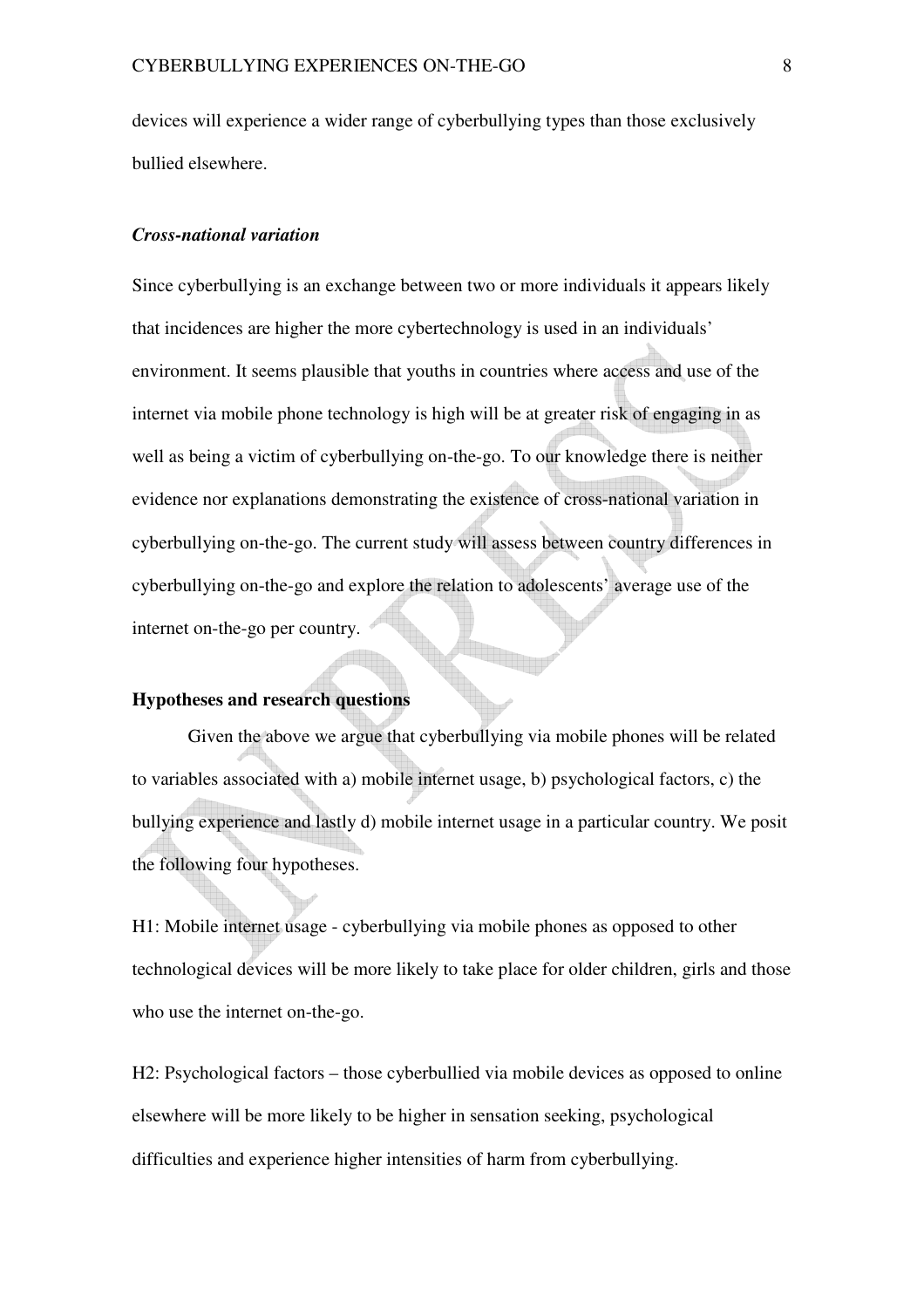devices will experience a wider range of cyberbullying types than those exclusively bullied elsewhere.

### *Cross-national variation*

Since cyberbullying is an exchange between two or more individuals it appears likely that incidences are higher the more cybertechnology is used in an individuals' environment. It seems plausible that youths in countries where access and use of the internet via mobile phone technology is high will be at greater risk of engaging in as well as being a victim of cyberbullying on-the-go. To our knowledge there is neither evidence nor explanations demonstrating the existence of cross-national variation in cyberbullying on-the-go. The current study will assess between country differences in cyberbullying on-the-go and explore the relation to adolescents' average use of the internet on-the-go per country.

## Hypotheses and research questions

Given the above we argue that cyberbullying via mobile phones will be related to variables associated with a) mobile internet usage, b) psychological factors, c) the bullying experience and lastly d) mobile internet usage in a particular country. We posit the following four hypotheses.

H1: Mobile internet usage - cyberbullying via mobile phones as opposed to other technological devices will be more likely to take place for older children, girls and those who use the internet on-the-go.

H2: Psychological factors – those cyberbullied via mobile devices as opposed to online elsewhere will be more likely to be higher in sensation seeking, psychological difficulties and experience higher intensities of harm from cyberbullying.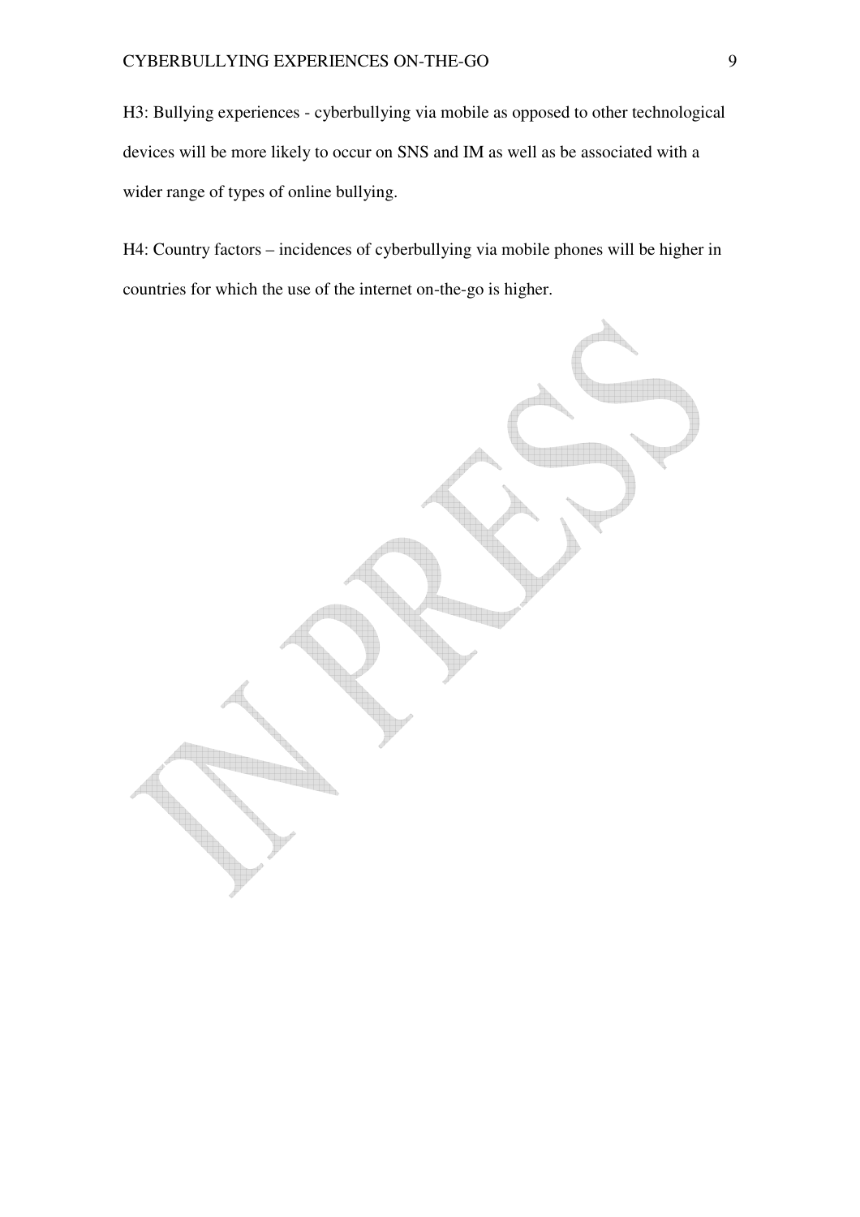H3: Bullying experiences - cyberbullying via mobile as opposed to other technological devices will be more likely to occur on SNS and IM as well as be associated with a wider range of types of online bullying.

H4: Country factors – incidences of cyberbullying via mobile phones will be higher in countries for which the use of the internet on-the-go is higher.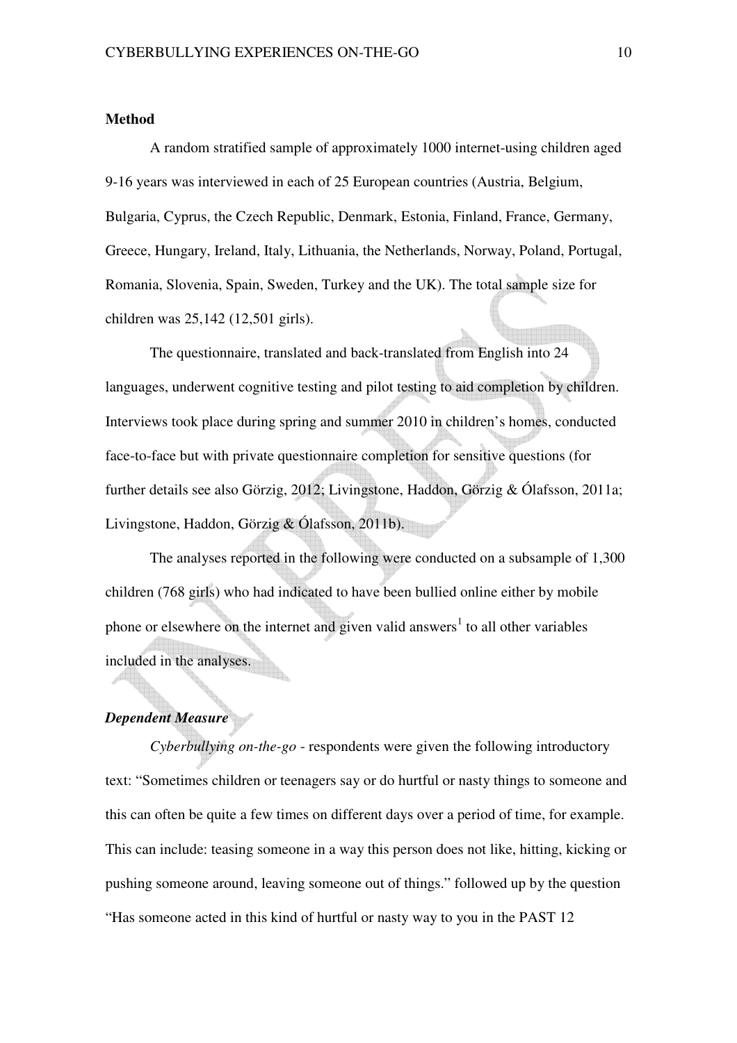## Method

A random stratified sample of approximately 1000 internet-using children aged 9-16 years was interviewed in each of 25 European countries (Austria, Belgium, Bulgaria, Cyprus, the Czech Republic, Denmark, Estonia, Finland, France, Germany, Greece, Hungary, Ireland, Italy, Lithuania, the Netherlands, Norway, Poland, Portugal, Romania, Slovenia, Spain, Sweden, Turkey and the UK). The total sample size for children was 25,142 (12,501 girls).

The questionnaire, translated and back-translated from English into 24 languages, underwent cognitive testing and pilot testing to aid completion by children. Interviews took place during spring and summer 2010 in children's homes, conducted face-to-face but with private questionnaire completion for sensitive questions (for further details see also Görzig, 2012; Livingstone, Haddon, Görzig & Ólafsson, 2011a; Livingstone, Haddon, Görzig & Ólafsson, 2011b).

The analyses reported in the following were conducted on a subsample of 1,300 children (768 girls) who had indicated to have been bullied online either by mobile phone or elsewhere on the internet and given valid answers[1] to all other variables included in the analyses.

### *Dependent Measure*

*Cyberbullying on-the-go* - respondents were given the following introductory text: "Sometimes children or teenagers say or do hurtful or nasty things to someone and this can often be quite a few times on different days over a period of time, for example. This can include: teasing someone in a way this person does not like, hitting, kicking or pushing someone around, leaving someone out of things." followed up by the question "Has someone acted in this kind of hurtful or nasty way to you in the PAST 12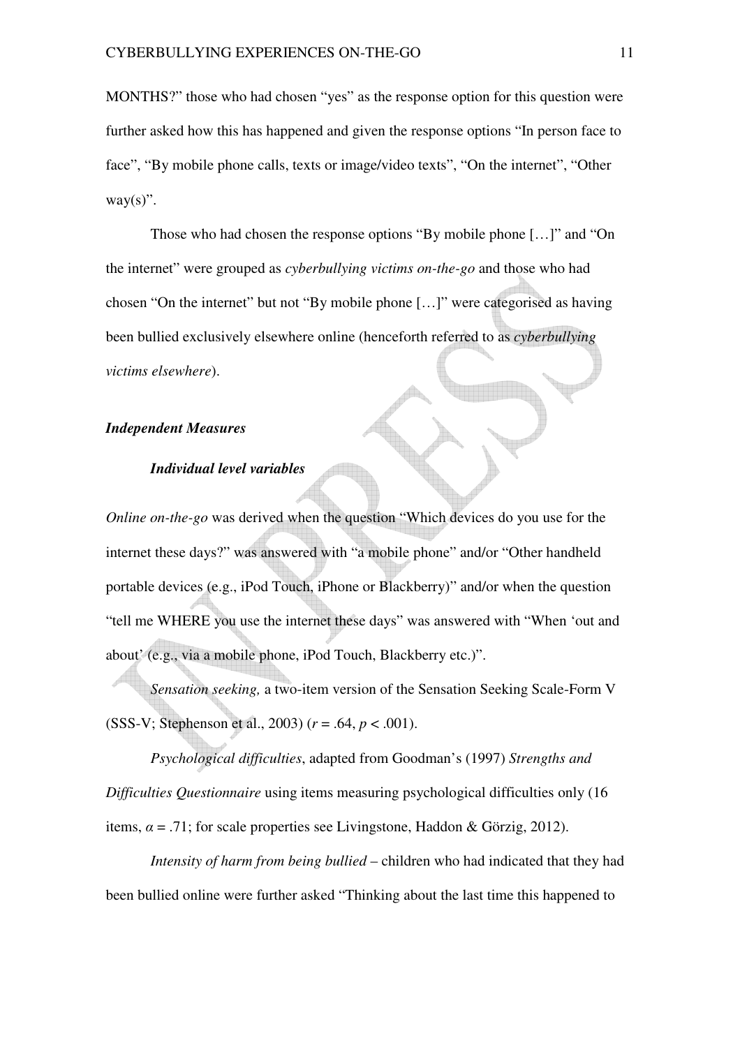MONTHS?" those who had chosen "yes" as the response option for this question were further asked how this has happened and given the response options "In person face to face", "By mobile phone calls, texts or image/video texts", "On the internet", "Other way(s)".

Those who had chosen the response options "By mobile phone […]" and "On the internet" were grouped as *cyberbullying victims on-the-go* and those who had chosen "On the internet" but not "By mobile phone […]" were categorised as having been bullied exclusively elsewhere online (henceforth referred to as *cyberbullying victims elsewhere*).

### *Independent Measures*

#### *Individual level variables*

*Online on-the-go* was derived when the question "Which devices do you use for the internet these days?" was answered with "a mobile phone" and/or "Other handheld portable devices (e.g., iPod Touch, iPhone or Blackberry)" and/or when the question "tell me WHERE you use the internet these days" was answered with "When 'out and about' (e.g., via a mobile phone, iPod Touch, Blackberry etc.)".

*Sensation seeking,* a two-item version of the Sensation Seeking Scale-Form V (SSS-V; Stephenson et al., 2003) ($r = .64$, $p < .001$).

*Psychological difficulties*, adapted from Goodman's (1997) *Strengths and Difficulties Questionnaire* using items measuring psychological difficulties only (16 items, $\alpha = .71$; for scale properties see Livingstone, Haddon & Görzig, 2012).

*Intensity of harm from being bullied* – children who had indicated that they had been bullied online were further asked "Thinking about the last time this happened to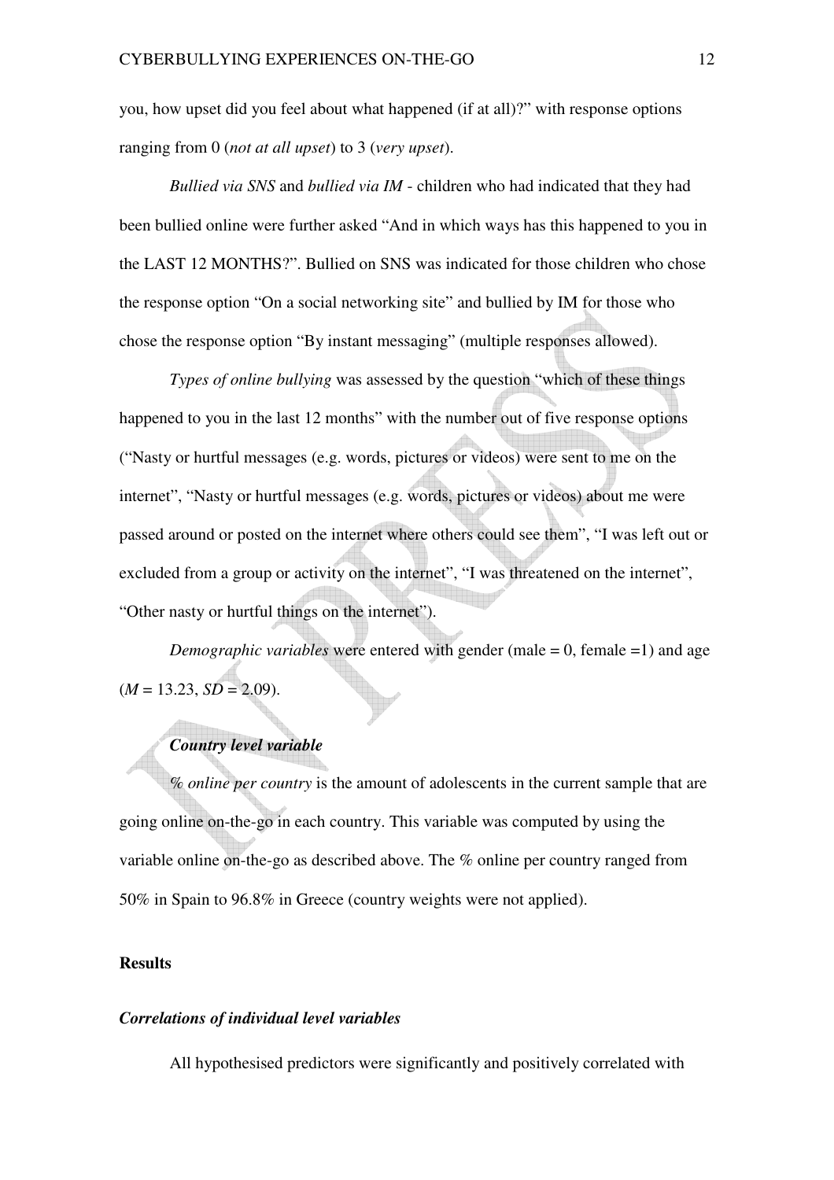you, how upset did you feel about what happened (if at all)?" with response options ranging from 0 (*not at all upset*) to 3 (*very upset*).

*Bullied via SNS* and *bullied via IM* - children who had indicated that they had been bullied online were further asked "And in which ways has this happened to you in the LAST 12 MONTHS?". Bullied on SNS was indicated for those children who chose the response option "On a social networking site" and bullied by IM for those who chose the response option "By instant messaging" (multiple responses allowed).

*Types of online bullying* was assessed by the question "which of these things happened to you in the last 12 months" with the number out of five response options ("Nasty or hurtful messages (e.g. words, pictures or videos) were sent to me on the internet", "Nasty or hurtful messages (e.g. words, pictures or videos) about me were passed around or posted on the internet where others could see them", "I was left out or excluded from a group or activity on the internet", "I was threatened on the internet", "Other nasty or hurtful things on the internet").

*Demographic variables* were entered with gender (male = 0, female =1) and age ($M$ = 13.23, $SD$ = 2.09).

### *Country level variable*

*% online per country* is the amount of adolescents in the current sample that are going online on-the-go in each country. This variable was computed by using the variable online on-the-go as described above. The % online per country ranged from 50% in Spain to 96.8% in Greece (country weights were not applied).

## Results

### *Correlations of individual level variables*

All hypothesised predictors were significantly and positively correlated with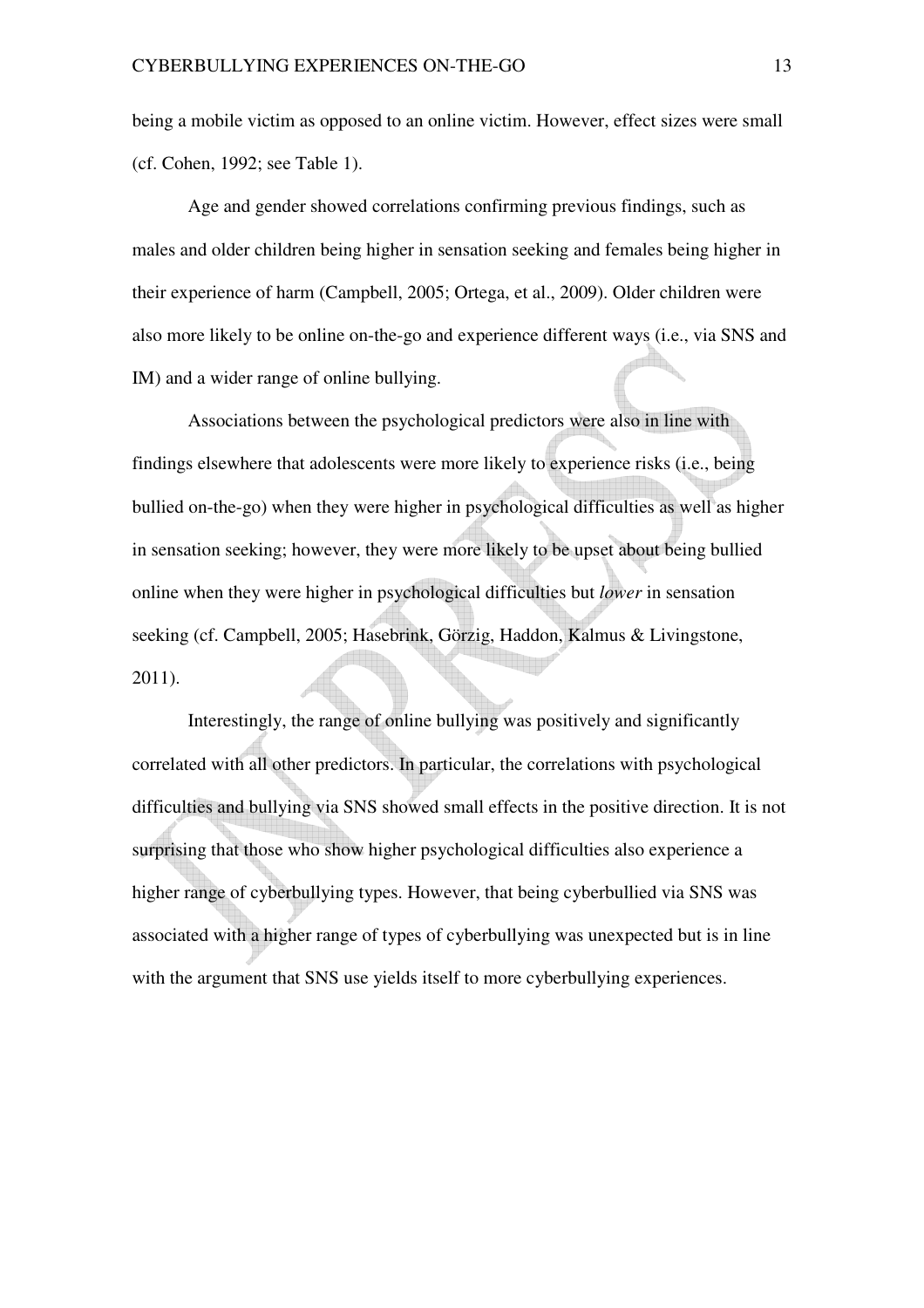being a mobile victim as opposed to an online victim. However, effect sizes were small (cf. Cohen, 1992; see Table 1).

Age and gender showed correlations confirming previous findings, such as males and older children being higher in sensation seeking and females being higher in their experience of harm (Campbell, 2005; Ortega, et al., 2009). Older children were also more likely to be online on-the-go and experience different ways (i.e., via SNS and IM) and a wider range of online bullying.

Associations between the psychological predictors were also in line with findings elsewhere that adolescents were more likely to experience risks (i.e., being bullied on-the-go) when they were higher in psychological difficulties as well as higher in sensation seeking; however, they were more likely to be upset about being bullied online when they were higher in psychological difficulties but *lower* in sensation seeking (cf. Campbell, 2005; Hasebrink, Görzig, Haddon, Kalmus & Livingstone, 2011).

Interestingly, the range of online bullying was positively and significantly correlated with all other predictors. In particular, the correlations with psychological difficulties and bullying via SNS showed small effects in the positive direction. It is not surprising that those who show higher psychological difficulties also experience a higher range of cyberbullying types. However, that being cyberbullied via SNS was associated with a higher range of types of cyberbullying was unexpected but is in line with the argument that SNS use yields itself to more cyberbullying experiences.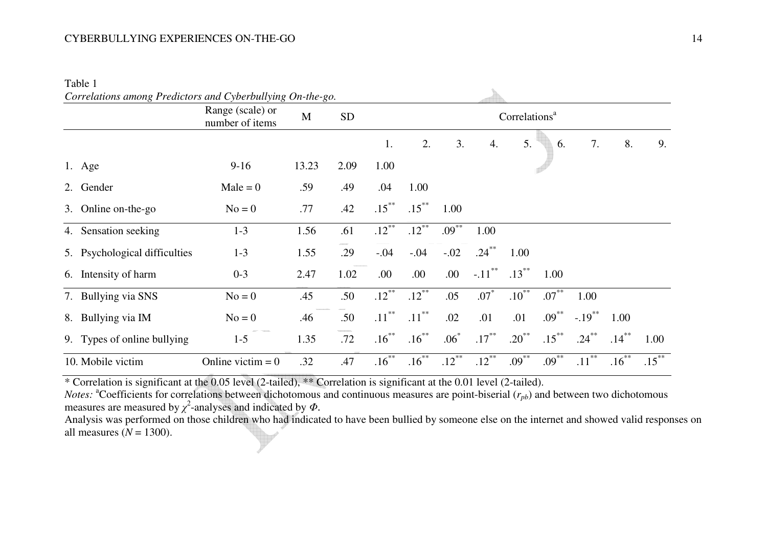Table 1

*Correlations among Predictors and Cyberbullying On-the-go.*

| | Range (scale) or number of items | M | SD | Correlations[a] | | | | | | | | |
|---|---|---|---|---|---|---|---|---|---|---|---|---|
| | | | | 1. | 2. | 3. | 4. | 5. | 6. | 7. | 8. | 9. |
| 1. Age | 9-16 | 13.23 | 2.09 | 1.00 | | | | | | | | |
| 2. Gender | Male = 0 | .59 | .49 | .04 | 1.00 | | | | | | | |
| 3. Online on-the-go | No = 0 | .77 | .42 | .15** | .15** | 1.00 | | | | | | |
| 4. Sensation seeking | 1-3 | 1.56 | .61 | .12** | .12** | .09** | 1.00 | | | | | |
| 5. Psychological difficulties | 1-3 | 1.55 | .29 | -.04 | -.04 | -.02 | .24** | 1.00 | | | | |
| 6. Intensity of harm | 0-3 | 2.47 | 1.02 | .00 | .00 | .00 | -.11** | .13** | 1.00 | | | |
| 7. Bullying via SNS | No = 0 | .45 | .50 | .12** | .12** | .05 | .07* | .10** | .07** | 1.00 | | |
| 8. Bullying via IM | No = 0 | .46 | .50 | .11** | .11** | .02 | .01 | .01 | .09** | -.19** | 1.00 | |
| 9. Types of online bullying | 1-5 | 1.35 | .72 | .16** | .16** | .06* | .17** | .20** | .15** | .24** | .14** | 1.00 |
| 10. Mobile victim | Online victim = 0 | .32 | .47 | .16** | .16** | .12** | .12** | .09** | .09** | .11** | .16** | .15** |

* Correlation is significant at the 0.05 level (2-tailed), ** Correlation is significant at the 0.01 level (2-tailed).

*Notes:* [a]Coefficients for correlations between dichotomous and continuous measures are point-biserial ($r_{pb}$) and between two dichotomous measures are measured by $\chi^2$-analyses and indicated by $\Phi$.

Analysis was performed on those children who had indicated to have been bullied by someone else on the internet and showed valid responses on all measures ($N = 1300$).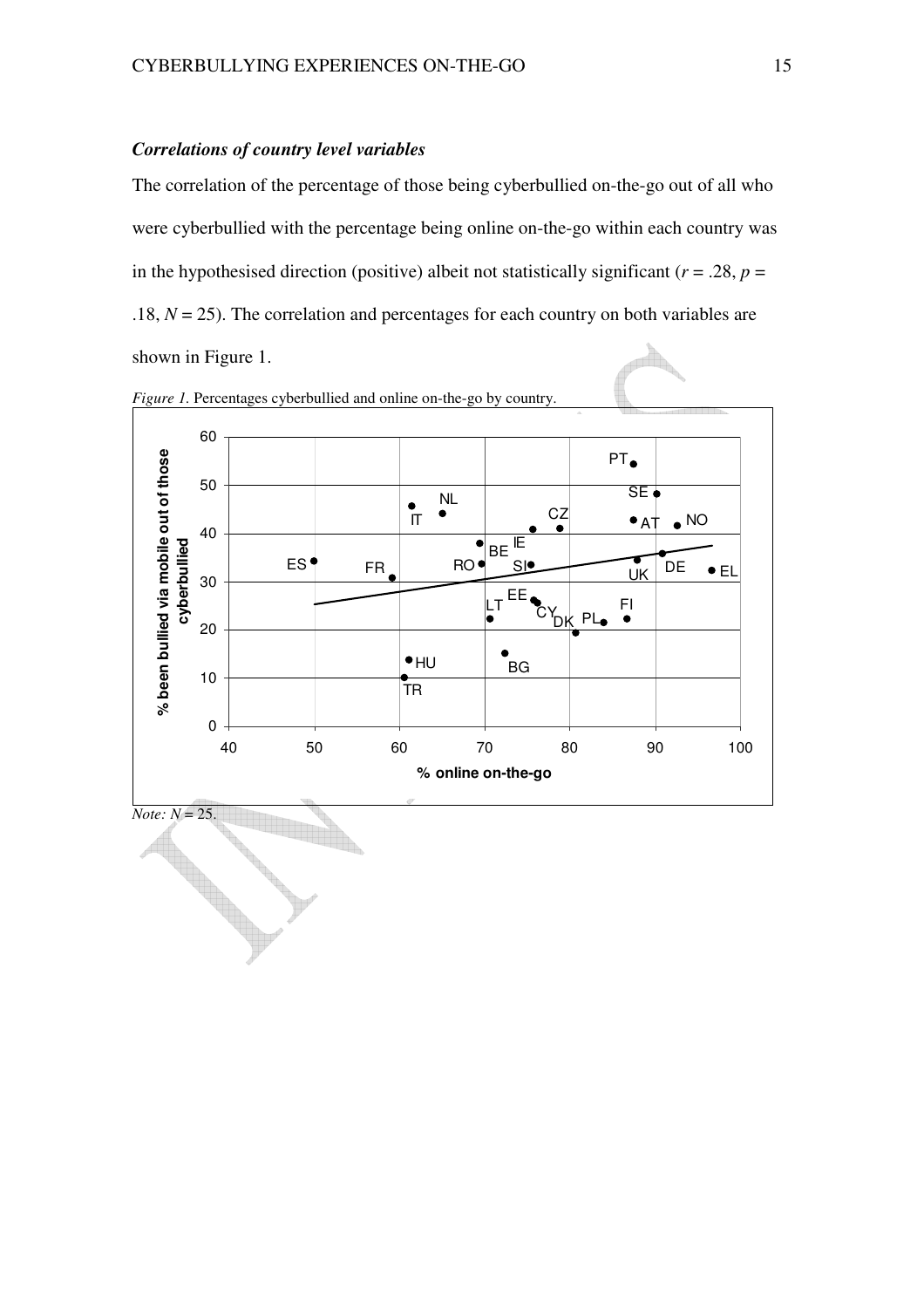### *Correlations of country level variables*

The correlation of the percentage of those being cyberbullied on-the-go out of all who were cyberbullied with the percentage being online on-the-go within each country was in the hypothesised direction (positive) albeit not statistically significant ($r = .28$, $p = .18$, $N = 25$). The correlation and percentages for each country on both variables are shown in Figure 1.

*Figure 1.* Percentages cyberbullied and online on-the-go by country.

*Note: N* = 25.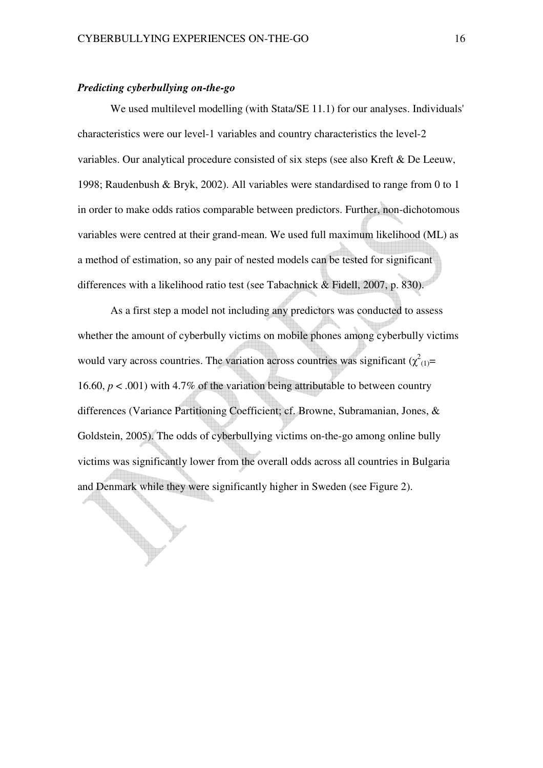### *Predicting cyberbullying on-the-go*

We used multilevel modelling (with Stata/SE 11.1) for our analyses. Individuals' characteristics were our level-1 variables and country characteristics the level-2 variables. Our analytical procedure consisted of six steps (see also Kreft & De Leeuw, 1998; Raudenbush & Bryk, 2002). All variables were standardised to range from 0 to 1 in order to make odds ratios comparable between predictors. Further, non-dichotomous variables were centred at their grand-mean. We used full maximum likelihood (ML) as a method of estimation, so any pair of nested models can be tested for significant differences with a likelihood ratio test (see Tabachnick & Fidell, 2007, p. 830).

As a first step a model not including any predictors was conducted to assess whether the amount of cyberbully victims on mobile phones among cyberbully victims would vary across countries. The variation across countries was significant ($\chi^2_{(1)}$= 16.60, $p < .001$) with 4.7% of the variation being attributable to between country differences (Variance Partitioning Coefficient; cf. Browne, Subramanian, Jones, & Goldstein, 2005). The odds of cyberbullying victims on-the-go among online bully victims was significantly lower from the overall odds across all countries in Bulgaria and Denmark while they were significantly higher in Sweden (see Figure 2).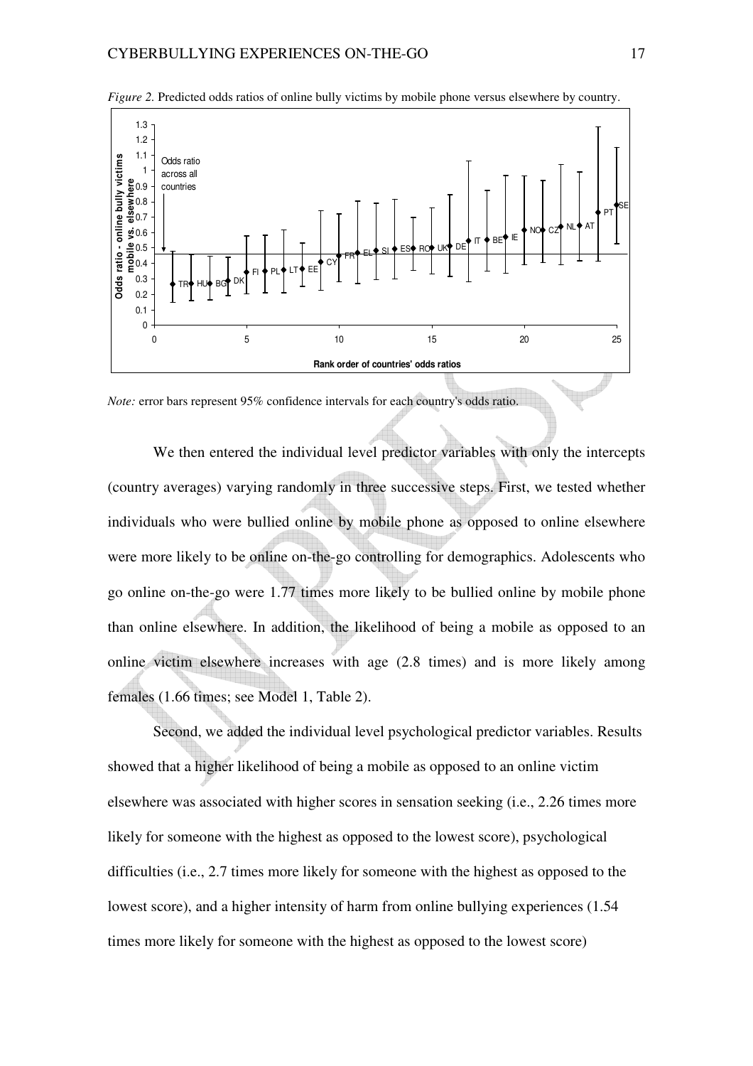*Figure 2.* Predicted odds ratios of online bully victims by mobile phone versus elsewhere by country.

*Note:* error bars represent 95% confidence intervals for each country's odds ratio.

We then entered the individual level predictor variables with only the intercepts (country averages) varying randomly in three successive steps. First, we tested whether individuals who were bullied online by mobile phone as opposed to online elsewhere were more likely to be online on-the-go controlling for demographics. Adolescents who go online on-the-go were 1.77 times more likely to be bullied online by mobile phone than online elsewhere. In addition, the likelihood of being a mobile as opposed to an online victim elsewhere increases with age (2.8 times) and is more likely among females (1.66 times; see Model 1, Table 2).

Second, we added the individual level psychological predictor variables. Results showed that a higher likelihood of being a mobile as opposed to an online victim elsewhere was associated with higher scores in sensation seeking (i.e., 2.26 times more likely for someone with the highest as opposed to the lowest score), psychological difficulties (i.e., 2.7 times more likely for someone with the highest as opposed to the lowest score), and a higher intensity of harm from online bullying experiences (1.54 times more likely for someone with the highest as opposed to the lowest score)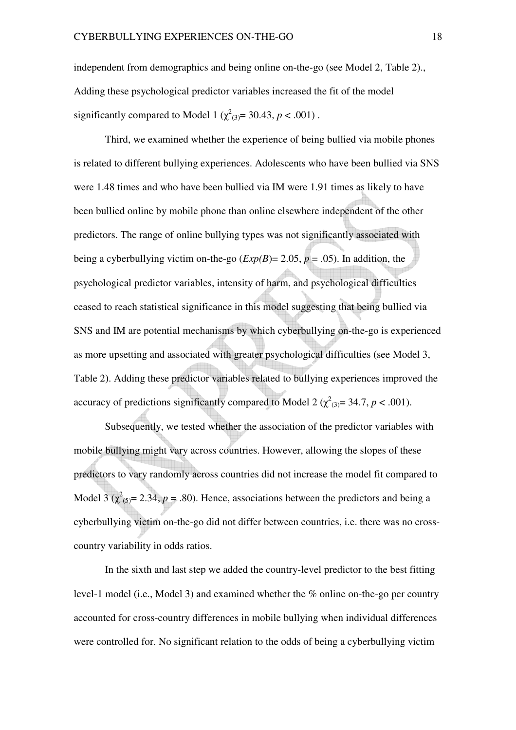independent from demographics and being online on-the-go (see Model 2, Table 2)., Adding these psychological predictor variables increased the fit of the model significantly compared to Model 1 ($\chi^2_{(3)}$= 30.43, $p < .001$) .

Third, we examined whether the experience of being bullied via mobile phones is related to different bullying experiences. Adolescents who have been bullied via SNS were 1.48 times and who have been bullied via IM were 1.91 times as likely to have been bullied online by mobile phone than online elsewhere independent of the other predictors. The range of online bullying types was not significantly associated with being a cyberbullying victim on-the-go (*Exp(B)*= 2.05, $p = .05$). In addition, the psychological predictor variables, intensity of harm, and psychological difficulties ceased to reach statistical significance in this model suggesting that being bullied via SNS and IM are potential mechanisms by which cyberbullying on-the-go is experienced as more upsetting and associated with greater psychological difficulties (see Model 3, Table 2). Adding these predictor variables related to bullying experiences improved the accuracy of predictions significantly compared to Model 2 ($\chi^2_{(3)}$= 34.7, $p < .001$).

Subsequently, we tested whether the association of the predictor variables with mobile bullying might vary across countries. However, allowing the slopes of these predictors to vary randomly across countries did not increase the model fit compared to Model 3 ($\chi^2_{(5)}$= 2.34, $p = .80$). Hence, associations between the predictors and being a cyberbullying victim on-the-go did not differ between countries, i.e. there was no cross-country variability in odds ratios.

In the sixth and last step we added the country-level predictor to the best fitting level-1 model (i.e., Model 3) and examined whether the % online on-the-go per country accounted for cross-country differences in mobile bullying when individual differences were controlled for. No significant relation to the odds of being a cyberbullying victim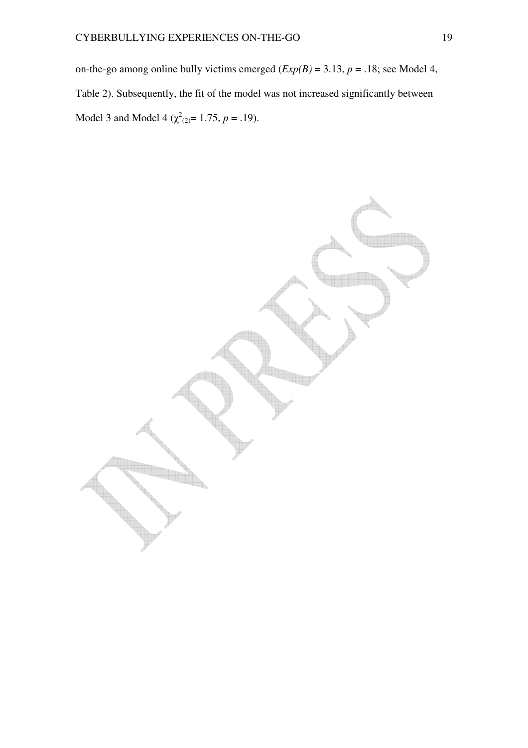on-the-go among online bully victims emerged (*Exp(B)* = 3.13, $p$ = .18; see Model 4, Table 2). Subsequently, the fit of the model was not increased significantly between Model 3 and Model 4 ($\chi^2_{(2)}$= 1.75, $p$ = .19).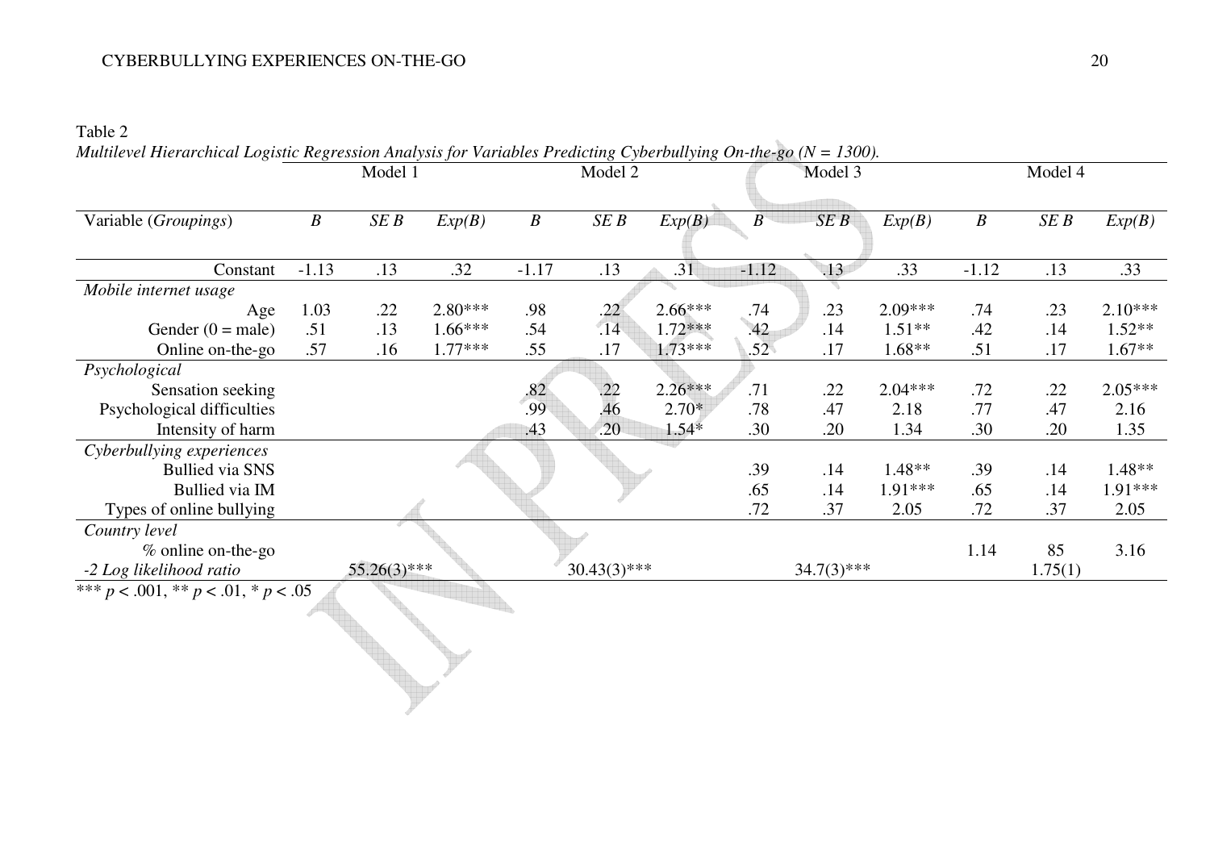Table 2

*Multilevel Hierarchical Logistic Regression Analysis for Variables Predicting Cyberbullying On-the-go (N = 1300).*

| | Model 1 | | | Model 2 | | | Model 3 | | | Model 4 | | |
|---|---|---|---|---|---|---|---|---|---|---|---|---|
| Variable (*Groupings*) | *B* | *SE B* | *Exp(B)* | *B* | *SE B* | *Exp(B)* | *B* | *SE B* | *Exp(B)* | *B* | *SE B* | *Exp(B)* |
| Constant | -1.13 | .13 | .32 | -1.17 | .13 | .31 | -1.12 | .13 | .33 | -1.12 | .13 | .33 |
| *Mobile internet usage* | | | | | | | | | | | | |
| Age | 1.03 | .22 | 2.80*** | .98 | .22 | 2.66*** | .74 | .23 | 2.09*** | .74 | .23 | 2.10*** |
| Gender (0 = male) | .51 | .13 | 1.66*** | .54 | .14 | 1.72*** | .42 | .14 | 1.51** | .42 | .14 | 1.52** |
| Online on-the-go | .57 | .16 | 1.77*** | .55 | .17 | 1.73*** | .52 | .17 | 1.68** | .51 | .17 | 1.67** |
| *Psychological* | | | | | | | | | | | | |
| Sensation seeking | | | | .82 | .22 | 2.26*** | .71 | .22 | 2.04*** | .72 | .22 | 2.05*** |
| Psychological difficulties | | | | .99 | .46 | 2.70* | .78 | .47 | 2.18 | .77 | .47 | 2.16 |
| Intensity of harm | | | | .43 | .20 | 1.54* | .30 | .20 | 1.34 | .30 | .20 | 1.35 |
| *Cyberbullying experiences* | | | | | | | | | | | | |
| Bullied via SNS | | | | | | | .39 | .14 | 1.48** | .39 | .14 | 1.48** |
| Bullied via IM | | | | | | | .65 | .14 | 1.91*** | .65 | .14 | 1.91*** |
| Types of online bullying | | | | | | | .72 | .37 | 2.05 | .72 | .37 | 2.05 |
| *Country level* | | | | | | | | | | | | |
| % online on-the-go | | | | | | | | | | 1.14 | 85 | 3.16 |
| *-2 Log likelihood ratio* | | 55.26(3)*** | | | 30.43(3)*** | | | 34.7(3)*** | | | 1.75(1) | |

*** $p < .001$, ** $p < .01$, * $p < .05$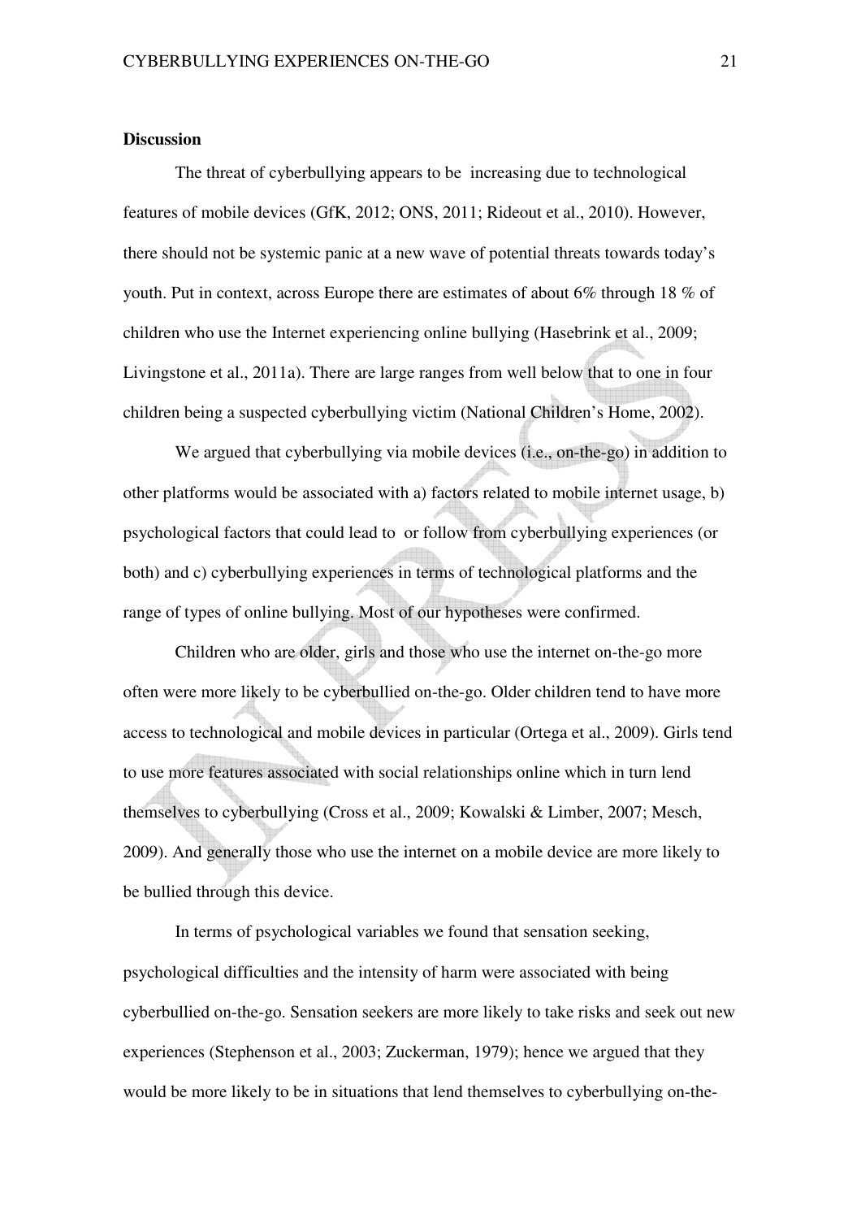**Discussion**

The threat of cyberbullying appears to be increasing due to technological features of mobile devices (GfK, 2012; ONS, 2011; Rideout et al., 2010). However, there should not be systemic panic at a new wave of potential threats towards today's youth. Put in context, across Europe there are estimates of about 6% through 18 % of children who use the Internet experiencing online bullying (Hasebrink et al., 2009; Livingstone et al., 2011a). There are large ranges from well below that to one in four children being a suspected cyberbullying victim (National Children's Home, 2002).

We argued that cyberbullying via mobile devices (i.e., on-the-go) in addition to other platforms would be associated with a) factors related to mobile internet usage, b) psychological factors that could lead to or follow from cyberbullying experiences (or both) and c) cyberbullying experiences in terms of technological platforms and the range of types of online bullying. Most of our hypotheses were confirmed.

Children who are older, girls and those who use the internet on-the-go more often were more likely to be cyberbullied on-the-go. Older children tend to have more access to technological and mobile devices in particular (Ortega et al., 2009). Girls tend to use more features associated with social relationships online which in turn lend themselves to cyberbullying (Cross et al., 2009; Kowalski & Limber, 2007; Mesch, 2009). And generally those who use the internet on a mobile device are more likely to be bullied through this device.

In terms of psychological variables we found that sensation seeking, psychological difficulties and the intensity of harm were associated with being cyberbullied on-the-go. Sensation seekers are more likely to take risks and seek out new experiences (Stephenson et al., 2003; Zuckerman, 1979); hence we argued that they would be more likely to be in situations that lend themselves to cyberbullying on-the-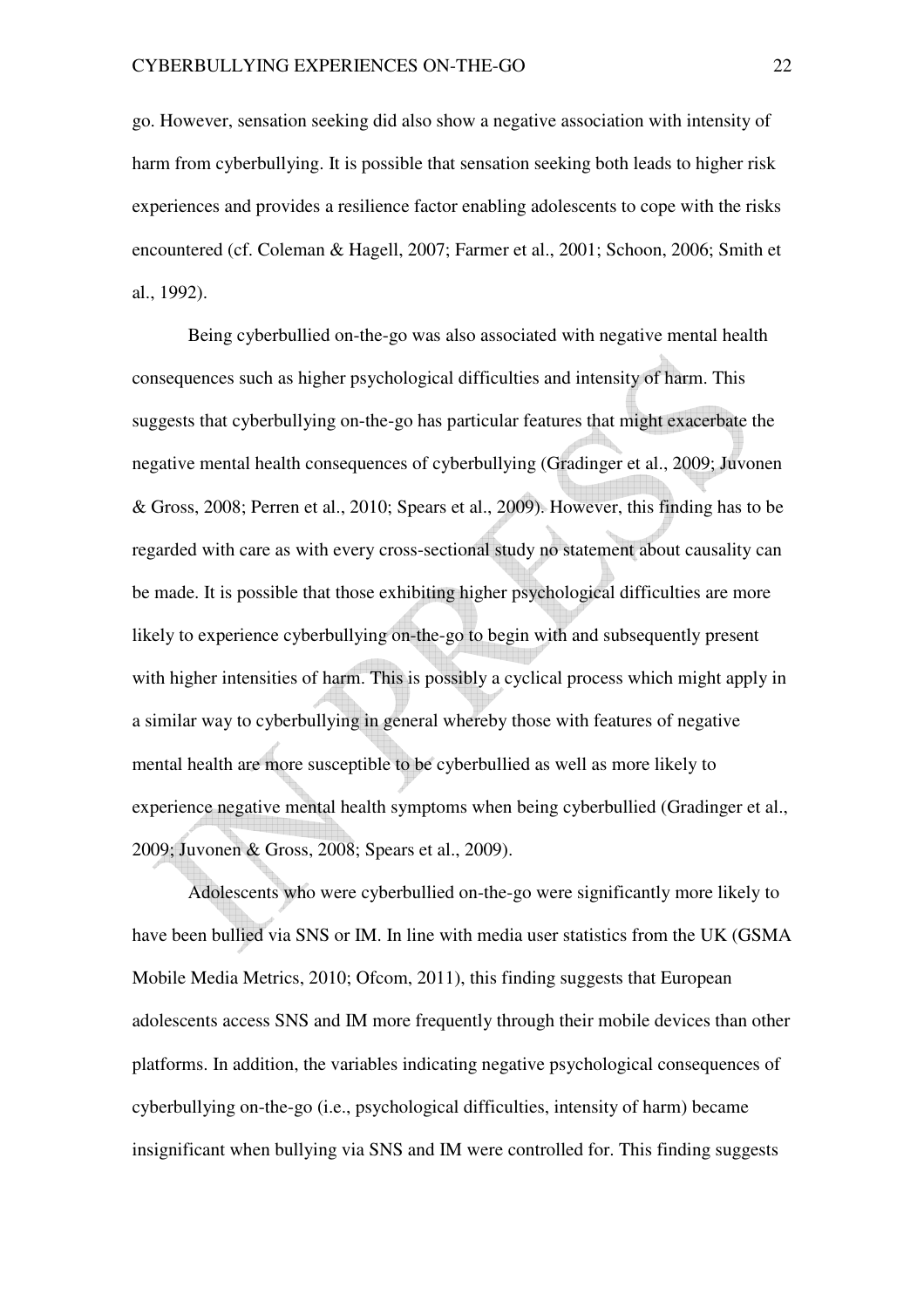go. However, sensation seeking did also show a negative association with intensity of harm from cyberbullying. It is possible that sensation seeking both leads to higher risk experiences and provides a resilience factor enabling adolescents to cope with the risks encountered (cf. Coleman & Hagell, 2007; Farmer et al., 2001; Schoon, 2006; Smith et al., 1992).

Being cyberbullied on-the-go was also associated with negative mental health consequences such as higher psychological difficulties and intensity of harm. This suggests that cyberbullying on-the-go has particular features that might exacerbate the negative mental health consequences of cyberbullying (Gradinger et al., 2009; Juvonen & Gross, 2008; Perren et al., 2010; Spears et al., 2009). However, this finding has to be regarded with care as with every cross-sectional study no statement about causality can be made. It is possible that those exhibiting higher psychological difficulties are more likely to experience cyberbullying on-the-go to begin with and subsequently present with higher intensities of harm. This is possibly a cyclical process which might apply in a similar way to cyberbullying in general whereby those with features of negative mental health are more susceptible to be cyberbullied as well as more likely to experience negative mental health symptoms when being cyberbullied (Gradinger et al., 2009; Juvonen & Gross, 2008; Spears et al., 2009).

Adolescents who were cyberbullied on-the-go were significantly more likely to have been bullied via SNS or IM. In line with media user statistics from the UK (GSMA Mobile Media Metrics, 2010; Ofcom, 2011), this finding suggests that European adolescents access SNS and IM more frequently through their mobile devices than other platforms. In addition, the variables indicating negative psychological consequences of cyberbullying on-the-go (i.e., psychological difficulties, intensity of harm) became insignificant when bullying via SNS and IM were controlled for. This finding suggests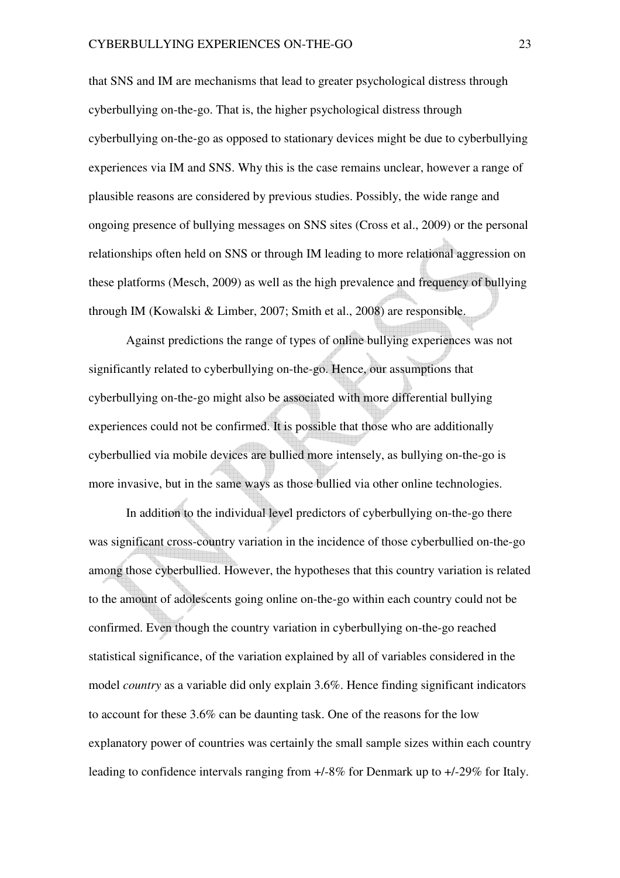that SNS and IM are mechanisms that lead to greater psychological distress through cyberbullying on-the-go. That is, the higher psychological distress through cyberbullying on-the-go as opposed to stationary devices might be due to cyberbullying experiences via IM and SNS. Why this is the case remains unclear, however a range of plausible reasons are considered by previous studies. Possibly, the wide range and ongoing presence of bullying messages on SNS sites (Cross et al., 2009) or the personal relationships often held on SNS or through IM leading to more relational aggression on these platforms (Mesch, 2009) as well as the high prevalence and frequency of bullying through IM (Kowalski & Limber, 2007; Smith et al., 2008) are responsible.

Against predictions the range of types of online bullying experiences was not significantly related to cyberbullying on-the-go. Hence, our assumptions that cyberbullying on-the-go might also be associated with more differential bullying experiences could not be confirmed. It is possible that those who are additionally cyberbullied via mobile devices are bullied more intensely, as bullying on-the-go is more invasive, but in the same ways as those bullied via other online technologies.

In addition to the individual level predictors of cyberbullying on-the-go there was significant cross-country variation in the incidence of those cyberbullied on-the-go among those cyberbullied. However, the hypotheses that this country variation is related to the amount of adolescents going online on-the-go within each country could not be confirmed. Even though the country variation in cyberbullying on-the-go reached statistical significance, of the variation explained by all of variables considered in the model *country* as a variable did only explain 3.6%. Hence finding significant indicators to account for these 3.6% can be daunting task. One of the reasons for the low explanatory power of countries was certainly the small sample sizes within each country leading to confidence intervals ranging from +/-8% for Denmark up to +/-29% for Italy.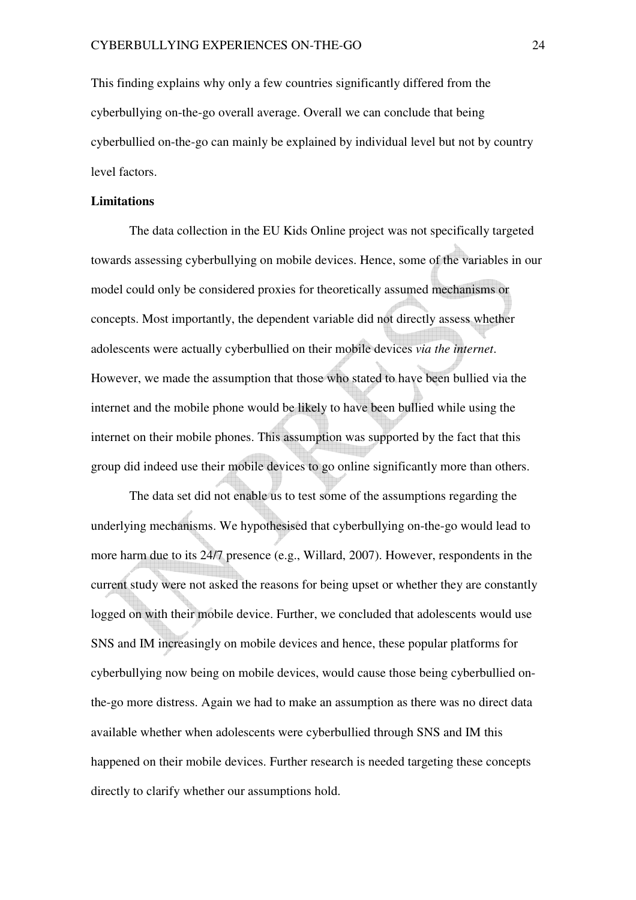This finding explains why only a few countries significantly differed from the cyberbullying on-the-go overall average. Overall we can conclude that being cyberbullied on-the-go can mainly be explained by individual level but not by country level factors.

**Limitations**

The data collection in the EU Kids Online project was not specifically targeted towards assessing cyberbullying on mobile devices. Hence, some of the variables in our model could only be considered proxies for theoretically assumed mechanisms or concepts. Most importantly, the dependent variable did not directly assess whether adolescents were actually cyberbullied on their mobile devices *via the internet*. However, we made the assumption that those who stated to have been bullied via the internet and the mobile phone would be likely to have been bullied while using the internet on their mobile phones. This assumption was supported by the fact that this group did indeed use their mobile devices to go online significantly more than others.

The data set did not enable us to test some of the assumptions regarding the underlying mechanisms. We hypothesised that cyberbullying on-the-go would lead to more harm due to its 24/7 presence (e.g., Willard, 2007). However, respondents in the current study were not asked the reasons for being upset or whether they are constantly logged on with their mobile device. Further, we concluded that adolescents would use SNS and IM increasingly on mobile devices and hence, these popular platforms for cyberbullying now being on mobile devices, would cause those being cyberbullied on-the-go more distress. Again we had to make an assumption as there was no direct data available whether when adolescents were cyberbullied through SNS and IM this happened on their mobile devices. Further research is needed targeting these concepts directly to clarify whether our assumptions hold.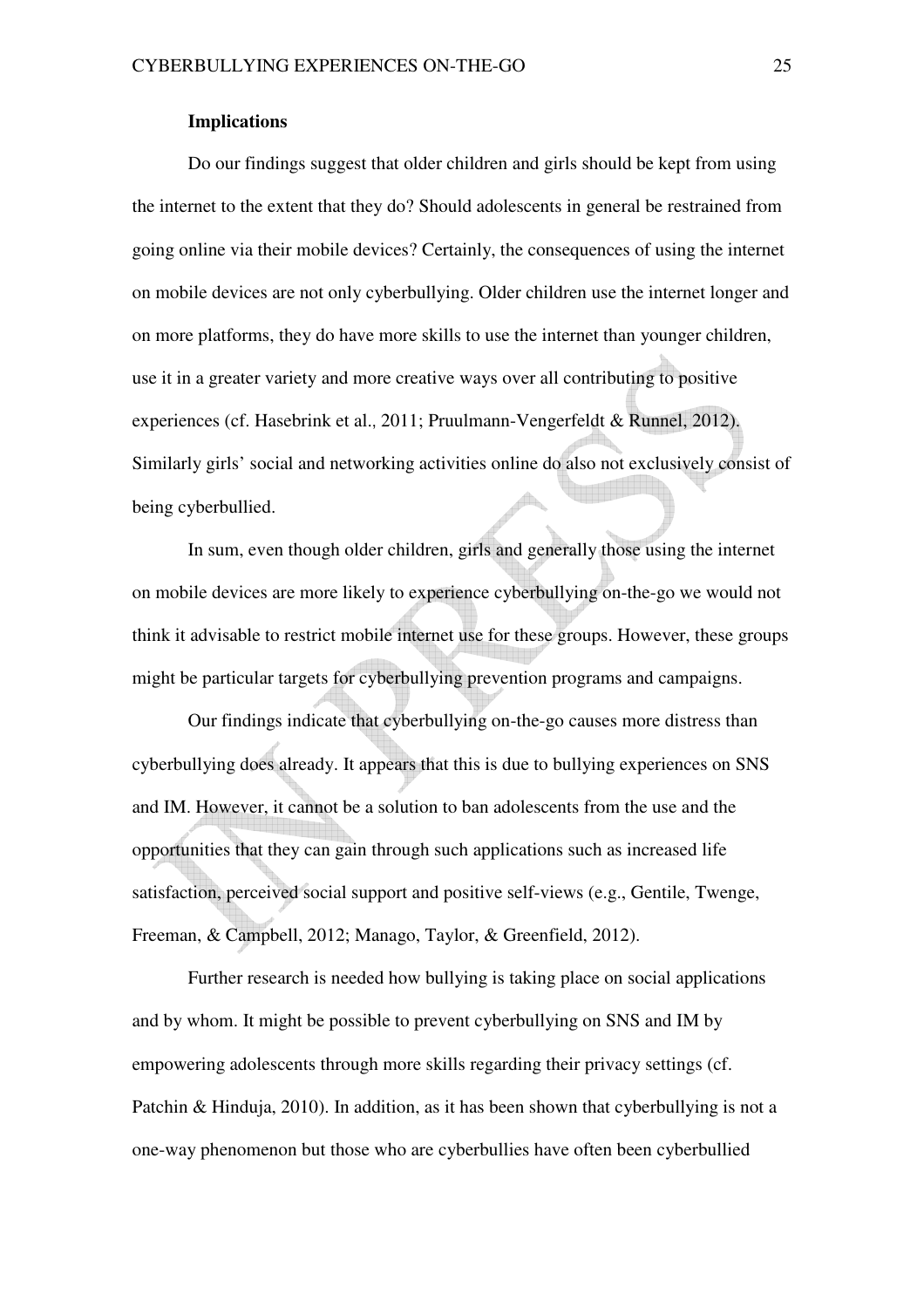### Implications

Do our findings suggest that older children and girls should be kept from using the internet to the extent that they do? Should adolescents in general be restrained from going online via their mobile devices? Certainly, the consequences of using the internet on mobile devices are not only cyberbullying. Older children use the internet longer and on more platforms, they do have more skills to use the internet than younger children, use it in a greater variety and more creative ways over all contributing to positive experiences (cf. Hasebrink et al., 2011; Pruulmann-Vengerfeldt & Runnel, 2012). Similarly girls' social and networking activities online do also not exclusively consist of being cyberbullied.

In sum, even though older children, girls and generally those using the internet on mobile devices are more likely to experience cyberbullying on-the-go we would not think it advisable to restrict mobile internet use for these groups. However, these groups might be particular targets for cyberbullying prevention programs and campaigns.

Our findings indicate that cyberbullying on-the-go causes more distress than cyberbullying does already. It appears that this is due to bullying experiences on SNS and IM. However, it cannot be a solution to ban adolescents from the use and the opportunities that they can gain through such applications such as increased life satisfaction, perceived social support and positive self-views (e.g., Gentile, Twenge, Freeman, & Campbell, 2012; Manago, Taylor, & Greenfield, 2012).

Further research is needed how bullying is taking place on social applications and by whom. It might be possible to prevent cyberbullying on SNS and IM by empowering adolescents through more skills regarding their privacy settings (cf. Patchin & Hinduja, 2010). In addition, as it has been shown that cyberbullying is not a one-way phenomenon but those who are cyberbullies have often been cyberbullied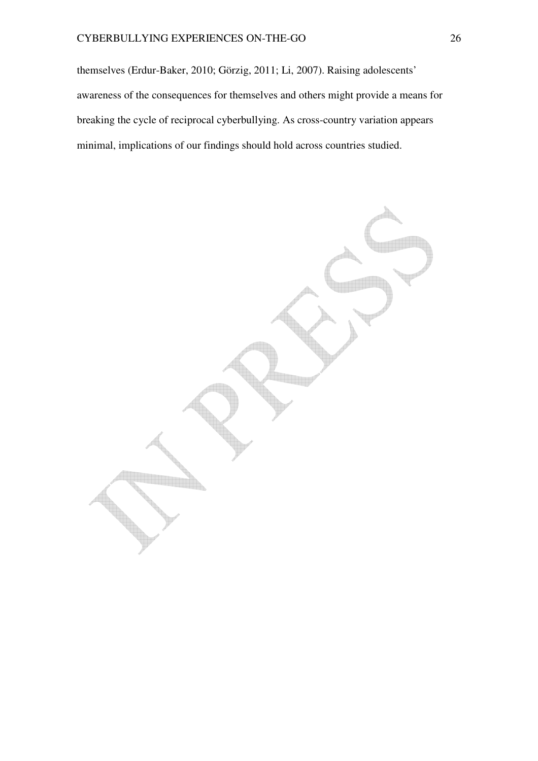themselves (Erdur-Baker, 2010; Görzig, 2011; Li, 2007). Raising adolescents' awareness of the consequences for themselves and others might provide a means for breaking the cycle of reciprocal cyberbullying. As cross-country variation appears minimal, implications of our findings should hold across countries studied.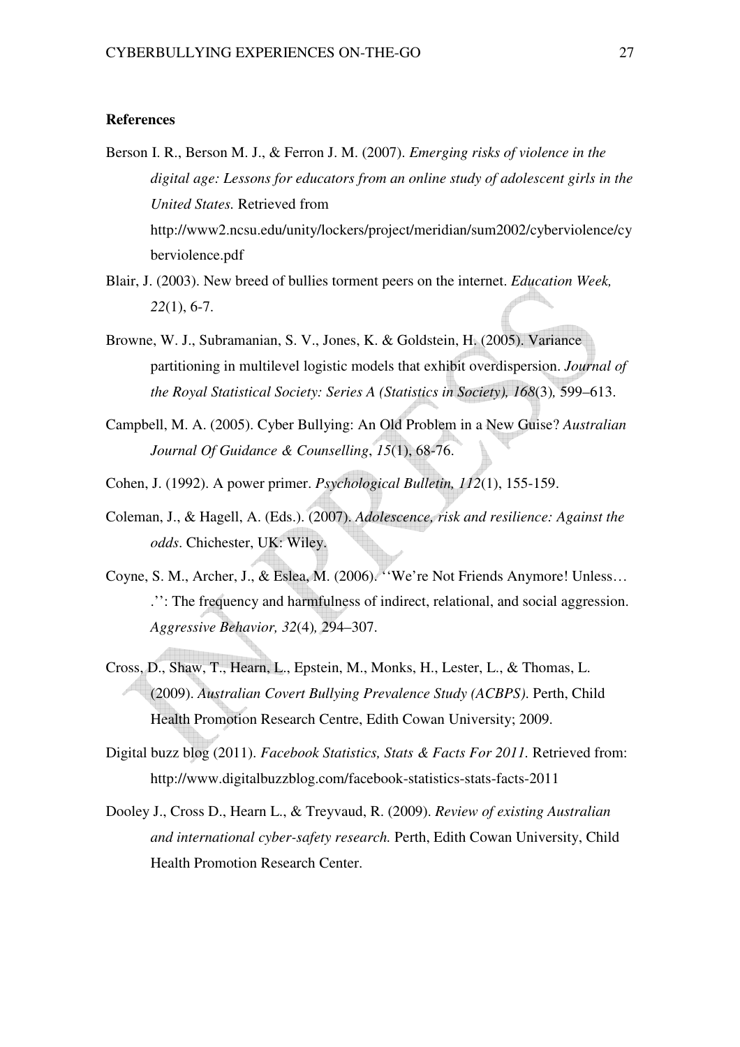**References**

Berson I. R., Berson M. J., & Ferron J. M. (2007). *Emerging risks of violence in the digital age: Lessons for educators from an online study of adolescent girls in the United States.* Retrieved from http://www2.ncsu.edu/unity/lockers/project/meridian/sum2002/cyberviolence/cyberviolence.pdf

Blair, J. (2003). New breed of bullies torment peers on the internet. *Education Week, 22*(1), 6-7.

Browne, W. J., Subramanian, S. V., Jones, K. & Goldstein, H. (2005). Variance partitioning in multilevel logistic models that exhibit overdispersion. *Journal of the Royal Statistical Society: Series A (Statistics in Society), 168*(3)*,* 599–613.

Campbell, M. A. (2005). Cyber Bullying: An Old Problem in a New Guise? *Australian Journal Of Guidance & Counselling*, *15*(1), 68-76.

Cohen, J. (1992). A power primer. *Psychological Bulletin, 112*(1), 155-159.

Coleman, J., & Hagell, A. (Eds.). (2007). *Adolescence, risk and resilience: Against the odds*. Chichester, UK: Wiley.

Coyne, S. M., Archer, J., & Eslea, M. (2006). ''We're Not Friends Anymore! Unless… .'': The frequency and harmfulness of indirect, relational, and social aggression. *Aggressive Behavior, 32*(4)*,* 294–307.

Cross, D., Shaw, T., Hearn, L., Epstein, M., Monks, H., Lester, L., & Thomas, L. (2009). *Australian Covert Bullying Prevalence Study (ACBPS)*. Perth, Child Health Promotion Research Centre, Edith Cowan University; 2009.

Digital buzz blog (2011). *Facebook Statistics, Stats & Facts For 2011.* Retrieved from: http://www.digitalbuzzblog.com/facebook-statistics-stats-facts-2011

Dooley J., Cross D., Hearn L., & Treyvaud, R. (2009). *Review of existing Australian and international cyber-safety research.* Perth, Edith Cowan University, Child Health Promotion Research Center.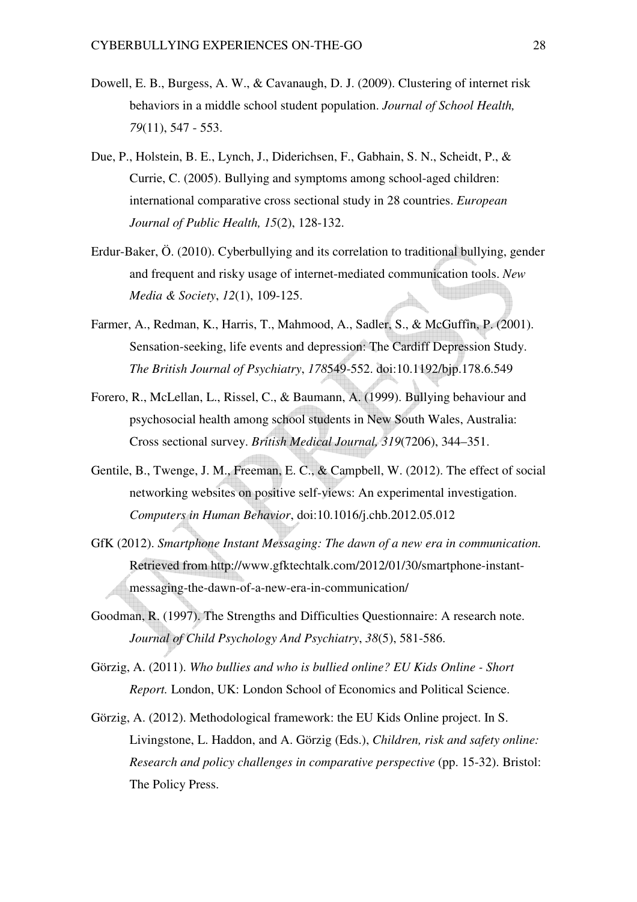Dowell, E. B., Burgess, A. W., & Cavanaugh, D. J. (2009). Clustering of internet risk behaviors in a middle school student population. *Journal of School Health, 79*(11), 547 - 553.

Due, P., Holstein, B. E., Lynch, J., Diderichsen, F., Gabhain, S. N., Scheidt, P., & Currie, C. (2005). Bullying and symptoms among school-aged children: international comparative cross sectional study in 28 countries. *European Journal of Public Health, 15*(2), 128-132.

Erdur-Baker, Ö. (2010). Cyberbullying and its correlation to traditional bullying, gender and frequent and risky usage of internet-mediated communication tools. *New Media & Society*, *12*(1), 109-125.

Farmer, A., Redman, K., Harris, T., Mahmood, A., Sadler, S., & McGuffin, P. (2001). Sensation-seeking, life events and depression: The Cardiff Depression Study. *The British Journal of Psychiatry*, *178*549-552. doi:10.1192/bjp.178.6.549

Forero, R., McLellan, L., Rissel, C., & Baumann, A. (1999). Bullying behaviour and psychosocial health among school students in New South Wales, Australia: Cross sectional survey. *British Medical Journal, 319*(7206), 344–351.

Gentile, B., Twenge, J. M., Freeman, E. C., & Campbell, W. (2012). The effect of social networking websites on positive self-views: An experimental investigation. *Computers in Human Behavior*, doi:10.1016/j.chb.2012.05.012

GfK (2012). *Smartphone Instant Messaging: The dawn of a new era in communication.* Retrieved from http://www.gfktechtalk.com/2012/01/30/smartphone-instant-messaging-the-dawn-of-a-new-era-in-communication/

Goodman, R. (1997). The Strengths and Difficulties Questionnaire: A research note. *Journal of Child Psychology And Psychiatry*, *38*(5), 581-586.

Görzig, A. (2011). *Who bullies and who is bullied online? EU Kids Online - Short Report.* London, UK: London School of Economics and Political Science.

Görzig, A. (2012). Methodological framework: the EU Kids Online project. In S. Livingstone, L. Haddon, and A. Görzig (Eds.), *Children, risk and safety online: Research and policy challenges in comparative perspective* (pp. 15-32). Bristol: The Policy Press.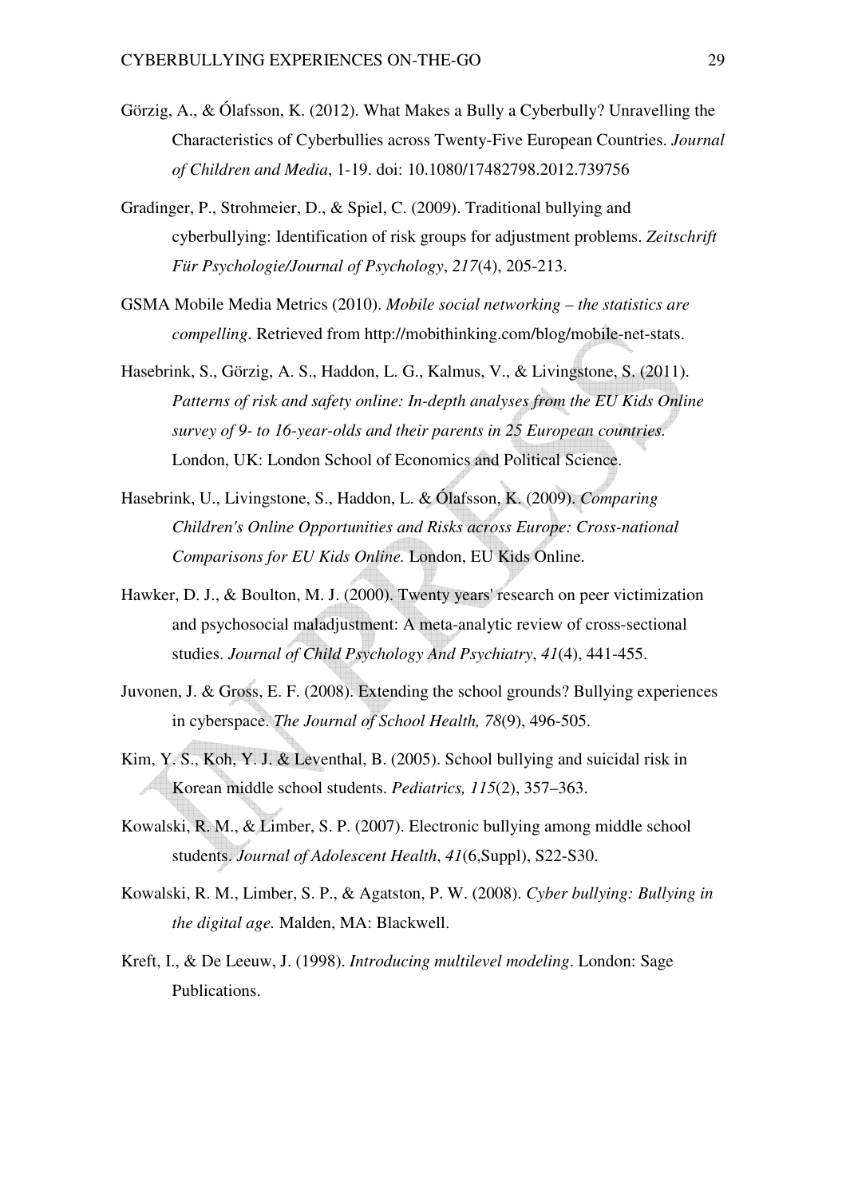Görzig, A., & Ólafsson, K. (2012). What Makes a Bully a Cyberbully? Unravelling the Characteristics of Cyberbullies across Twenty-Five European Countries. *Journal of Children and Media*, 1-19. doi: 10.1080/17482798.2012.739756

Gradinger, P., Strohmeier, D., & Spiel, C. (2009). Traditional bullying and cyberbullying: Identification of risk groups for adjustment problems. *Zeitschrift Für Psychologie/Journal of Psychology*, *217*(4), 205-213.

GSMA Mobile Media Metrics (2010). *Mobile social networking – the statistics are compelling*. Retrieved from http://mobithinking.com/blog/mobile-net-stats.

Hasebrink, S., Görzig, A. S., Haddon, L. G., Kalmus, V., & Livingstone, S. (2011). *Patterns of risk and safety online: In-depth analyses from the EU Kids Online survey of 9- to 16-year-olds and their parents in 25 European countries.* London, UK: London School of Economics and Political Science.

Hasebrink, U., Livingstone, S., Haddon, L. & Ólafsson, K. (2009). *Comparing Children's Online Opportunities and Risks across Europe: Cross-national Comparisons for EU Kids Online.* London, EU Kids Online.

Hawker, D. J., & Boulton, M. J. (2000). Twenty years' research on peer victimization and psychosocial maladjustment: A meta-analytic review of cross-sectional studies. *Journal of Child Psychology And Psychiatry*, *41*(4), 441-455.

Juvonen, J. & Gross, E. F. (2008). Extending the school grounds? Bullying experiences in cyberspace. *The Journal of School Health, 78*(9), 496-505.

Kim, Y. S., Koh, Y. J. & Leventhal, B. (2005). School bullying and suicidal risk in Korean middle school students. *Pediatrics, 115*(2), 357–363.

Kowalski, R. M., & Limber, S. P. (2007). Electronic bullying among middle school students. *Journal of Adolescent Health*, *41*(6,Suppl), S22-S30.

Kowalski, R. M., Limber, S. P., & Agatston, P. W. (2008). *Cyber bullying: Bullying in the digital age.* Malden, MA: Blackwell.

Kreft, I., & De Leeuw, J. (1998). *Introducing multilevel modeling*. London: Sage Publications.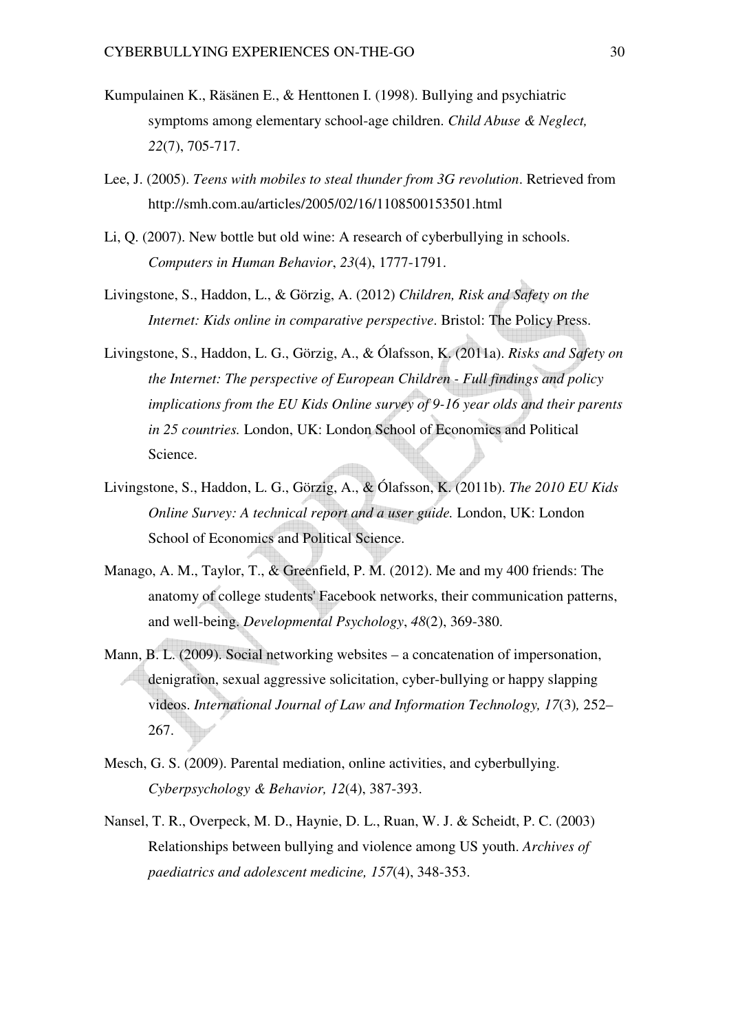Kumpulainen K., Räsänen E., & Henttonen I. (1998). Bullying and psychiatric symptoms among elementary school-age children. *Child Abuse & Neglect, 22*(7), 705-717.

Lee, J. (2005). *Teens with mobiles to steal thunder from 3G revolution*. Retrieved from http://smh.com.au/articles/2005/02/16/1108500153501.html

Li, Q. (2007). New bottle but old wine: A research of cyberbullying in schools. *Computers in Human Behavior*, *23*(4), 1777-1791.

Livingstone, S., Haddon, L., & Görzig, A. (2012) *Children, Risk and Safety on the Internet: Kids online in comparative perspective*. Bristol: The Policy Press.

Livingstone, S., Haddon, L. G., Görzig, A., & Ólafsson, K. (2011a). *Risks and Safety on the Internet: The perspective of European Children - Full findings and policy implications from the EU Kids Online survey of 9-16 year olds and their parents in 25 countries.* London, UK: London School of Economics and Political Science.

Livingstone, S., Haddon, L. G., Görzig, A., & Ólafsson, K. (2011b). *The 2010 EU Kids Online Survey: A technical report and a user guide.* London, UK: London School of Economics and Political Science.

Manago, A. M., Taylor, T., & Greenfield, P. M. (2012). Me and my 400 friends: The anatomy of college students' Facebook networks, their communication patterns, and well-being. *Developmental Psychology*, *48*(2), 369-380.

Mann, B. L. (2009). Social networking websites – a concatenation of impersonation, denigration, sexual aggressive solicitation, cyber-bullying or happy slapping videos. *International Journal of Law and Information Technology, 17*(3)*,* 252–267.

Mesch, G. S. (2009). Parental mediation, online activities, and cyberbullying. *Cyberpsychology & Behavior, 12*(4), 387-393.

Nansel, T. R., Overpeck, M. D., Haynie, D. L., Ruan, W. J. & Scheidt, P. C. (2003) Relationships between bullying and violence among US youth. *Archives of paediatrics and adolescent medicine, 157*(4), 348-353.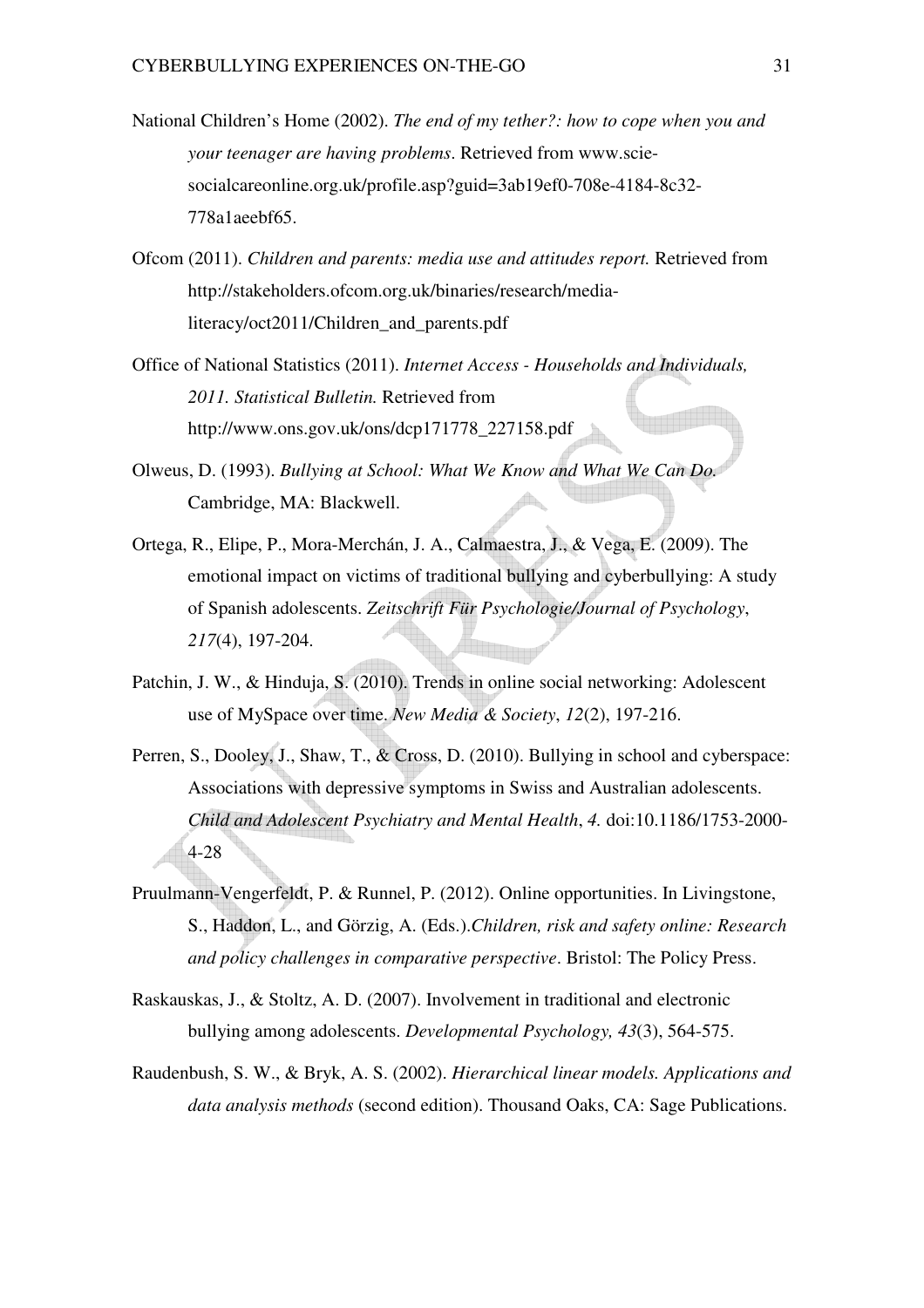National Children's Home (2002). *The end of my tether?: how to cope when you and your teenager are having problems*. Retrieved from www.scie-socialcareonline.org.uk/profile.asp?guid=3ab19ef0-708e-4184-8c32-778a1aeebf65.

Ofcom (2011). *Children and parents: media use and attitudes report.* Retrieved from http://stakeholders.ofcom.org.uk/binaries/research/media-literacy/oct2011/Children_and_parents.pdf

Office of National Statistics (2011). *Internet Access - Households and Individuals, 2011. Statistical Bulletin.* Retrieved from http://www.ons.gov.uk/ons/dcp171778_227158.pdf

Olweus, D. (1993). *Bullying at School: What We Know and What We Can Do.* Cambridge, MA: Blackwell.

Ortega, R., Elipe, P., Mora-Merchán, J. A., Calmaestra, J., & Vega, E. (2009). The emotional impact on victims of traditional bullying and cyberbullying: A study of Spanish adolescents. *Zeitschrift Für Psychologie/Journal of Psychology*, *217*(4), 197-204.

Patchin, J. W., & Hinduja, S. (2010). Trends in online social networking: Adolescent use of MySpace over time. *New Media & Society*, *12*(2), 197-216.

Perren, S., Dooley, J., Shaw, T., & Cross, D. (2010). Bullying in school and cyberspace: Associations with depressive symptoms in Swiss and Australian adolescents. *Child and Adolescent Psychiatry and Mental Health*, *4.* doi:10.1186/1753-2000-4-28

Pruulmann-Vengerfeldt, P. & Runnel, P. (2012). Online opportunities. In Livingstone, S., Haddon, L., and Görzig, A. (Eds.).*Children, risk and safety online: Research and policy challenges in comparative perspective*. Bristol: The Policy Press.

Raskauskas, J., & Stoltz, A. D. (2007). Involvement in traditional and electronic bullying among adolescents. *Developmental Psychology, 43*(3), 564-575.

Raudenbush, S. W., & Bryk, A. S. (2002). *Hierarchical linear models. Applications and data analysis methods* (second edition). Thousand Oaks, CA: Sage Publications.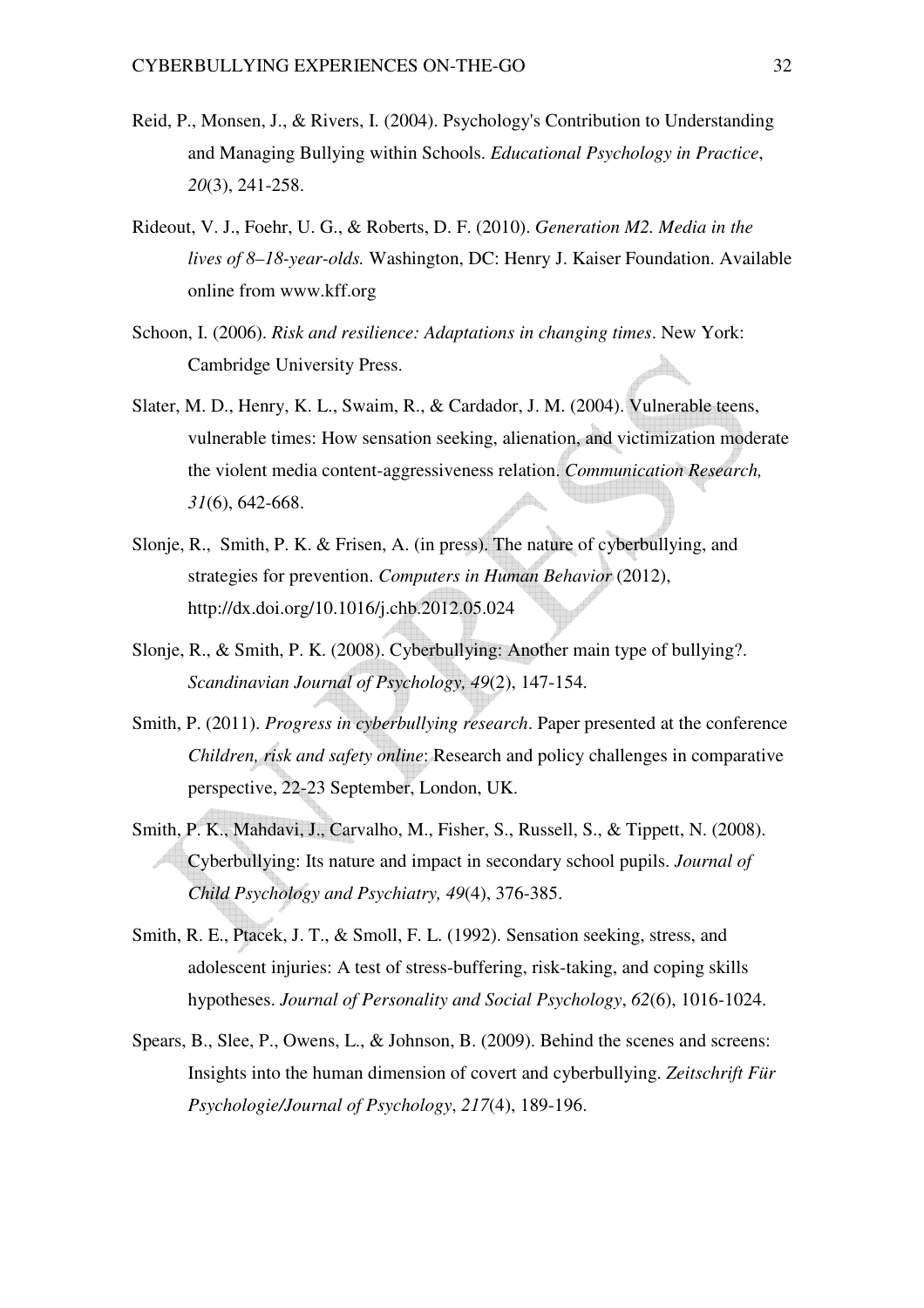Reid, P., Monsen, J., & Rivers, I. (2004). Psychology's Contribution to Understanding and Managing Bullying within Schools. *Educational Psychology in Practice*, *20*(3), 241-258.

Rideout, V. J., Foehr, U. G., & Roberts, D. F. (2010). *Generation M2. Media in the lives of 8–18-year-olds.* Washington, DC: Henry J. Kaiser Foundation. Available online from www.kff.org

Schoon, I. (2006). *Risk and resilience: Adaptations in changing times*. New York: Cambridge University Press.

Slater, M. D., Henry, K. L., Swaim, R., & Cardador, J. M. (2004). Vulnerable teens, vulnerable times: How sensation seeking, alienation, and victimization moderate the violent media content-aggressiveness relation. *Communication Research, 31*(6), 642-668.

Slonje, R., Smith, P. K. & Frisen, A. (in press). The nature of cyberbullying, and strategies for prevention. *Computers in Human Behavior* (2012), http://dx.doi.org/10.1016/j.chb.2012.05.024

Slonje, R., & Smith, P. K. (2008). Cyberbullying: Another main type of bullying?. *Scandinavian Journal of Psychology, 49*(2), 147-154.

Smith, P. (2011). *Progress in cyberbullying research*. Paper presented at the conference *Children, risk and safety online*: Research and policy challenges in comparative perspective, 22-23 September, London, UK.

Smith, P. K., Mahdavi, J., Carvalho, M., Fisher, S., Russell, S., & Tippett, N. (2008). Cyberbullying: Its nature and impact in secondary school pupils. *Journal of Child Psychology and Psychiatry, 49*(4), 376-385.

Smith, R. E., Ptacek, J. T., & Smoll, F. L. (1992). Sensation seeking, stress, and adolescent injuries: A test of stress-buffering, risk-taking, and coping skills hypotheses. *Journal of Personality and Social Psychology*, *62*(6), 1016-1024.

Spears, B., Slee, P., Owens, L., & Johnson, B. (2009). Behind the scenes and screens: Insights into the human dimension of covert and cyberbullying. *Zeitschrift Für Psychologie/Journal of Psychology*, *217*(4), 189-196.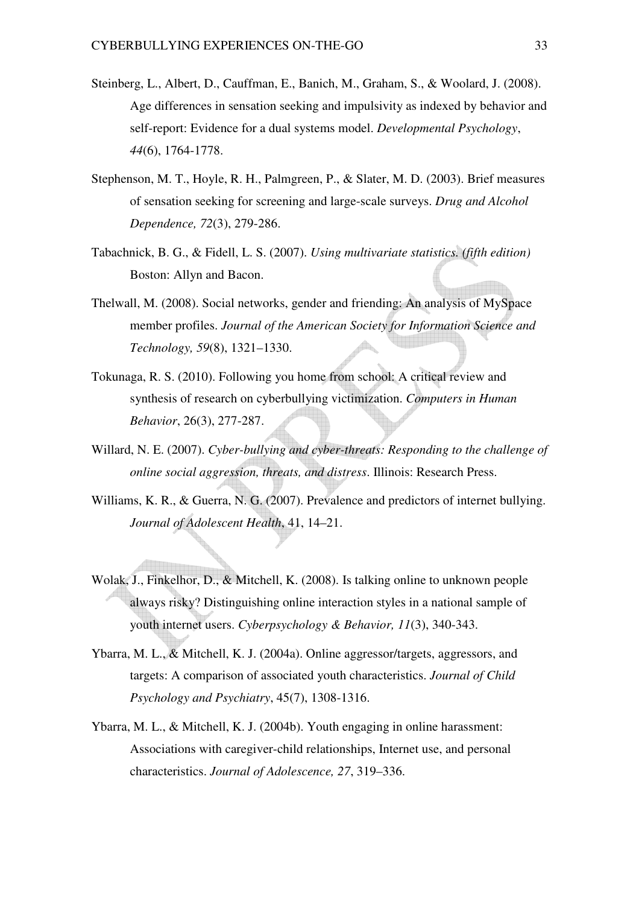Steinberg, L., Albert, D., Cauffman, E., Banich, M., Graham, S., & Woolard, J. (2008). Age differences in sensation seeking and impulsivity as indexed by behavior and self-report: Evidence for a dual systems model. *Developmental Psychology*, *44*(6), 1764-1778.

Stephenson, M. T., Hoyle, R. H., Palmgreen, P., & Slater, M. D. (2003). Brief measures of sensation seeking for screening and large-scale surveys. *Drug and Alcohol Dependence, 72*(3), 279-286.

Tabachnick, B. G., & Fidell, L. S. (2007). *Using multivariate statistics. (fifth edition)* Boston: Allyn and Bacon.

Thelwall, M. (2008). Social networks, gender and friending: An analysis of MySpace member profiles. *Journal of the American Society for Information Science and Technology, 59*(8), 1321–1330.

Tokunaga, R. S. (2010). Following you home from school: A critical review and synthesis of research on cyberbullying victimization. *Computers in Human Behavior*, 26(3), 277-287.

Willard, N. E. (2007). *Cyber-bullying and cyber-threats: Responding to the challenge of online social aggression, threats, and distress*. Illinois: Research Press.

Williams, K. R., & Guerra, N. G. (2007). Prevalence and predictors of internet bullying. *Journal of Adolescent Health*, 41, 14–21.

Wolak, J., Finkelhor, D., & Mitchell, K. (2008). Is talking online to unknown people always risky? Distinguishing online interaction styles in a national sample of youth internet users. *Cyberpsychology & Behavior, 11*(3), 340-343.

Ybarra, M. L., & Mitchell, K. J. (2004a). Online aggressor/targets, aggressors, and targets: A comparison of associated youth characteristics. *Journal of Child Psychology and Psychiatry*, 45(7), 1308-1316.

Ybarra, M. L., & Mitchell, K. J. (2004b). Youth engaging in online harassment: Associations with caregiver-child relationships, Internet use, and personal characteristics. *Journal of Adolescence, 27*, 319–336.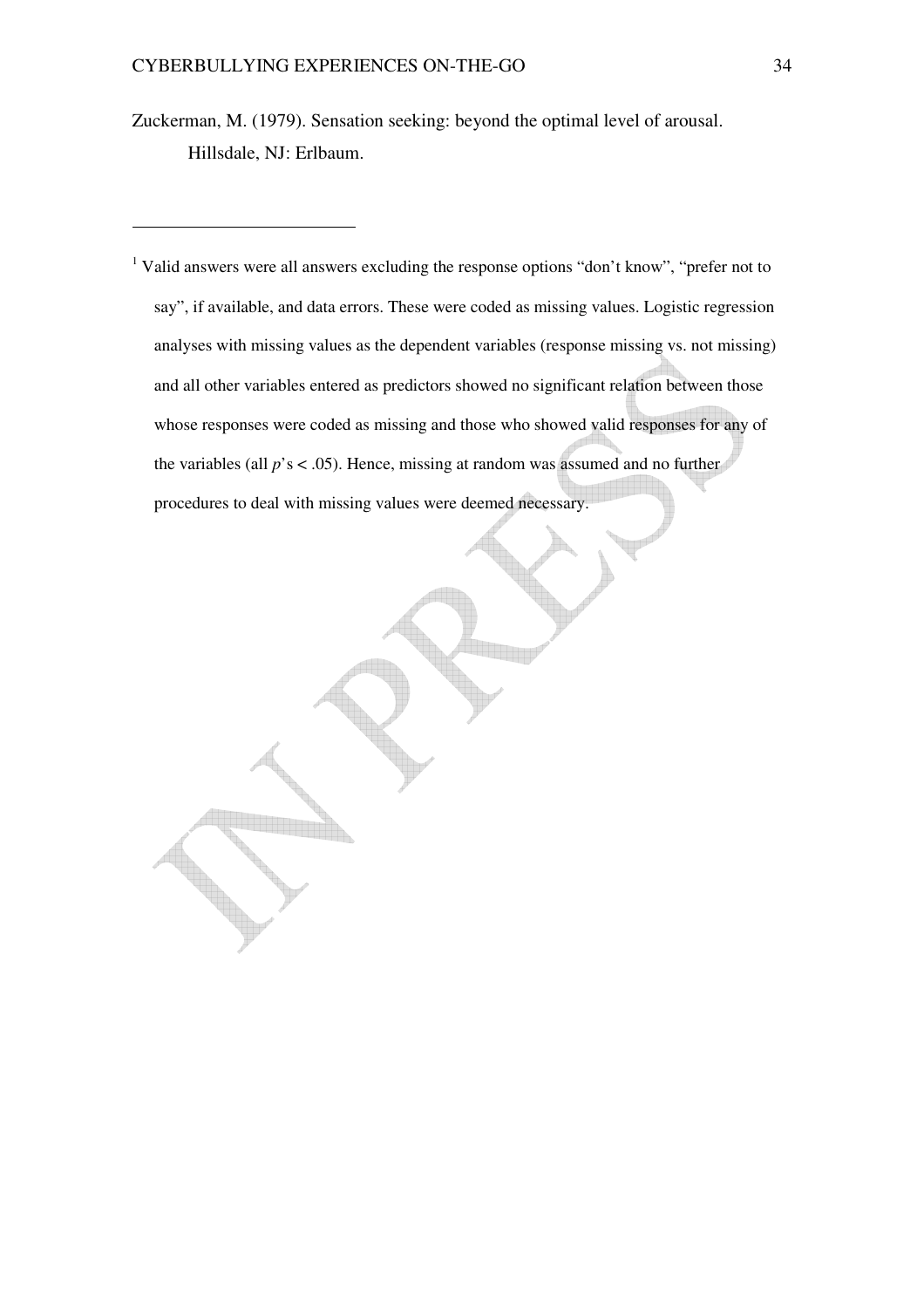Zuckerman, M. (1979). Sensation seeking: beyond the optimal level of arousal. Hillsdale, NJ: Erlbaum.

---

[1] Valid answers were all answers excluding the response options "don't know", "prefer not to say", if available, and data errors. These were coded as missing values. Logistic regression analyses with missing values as the dependent variables (response missing vs. not missing) and all other variables entered as predictors showed no significant relation between those whose responses were coded as missing and those who showed valid responses for any of the variables (all $p$'s < .05). Hence, missing at random was assumed and no further procedures to deal with missing values were deemed necessary.